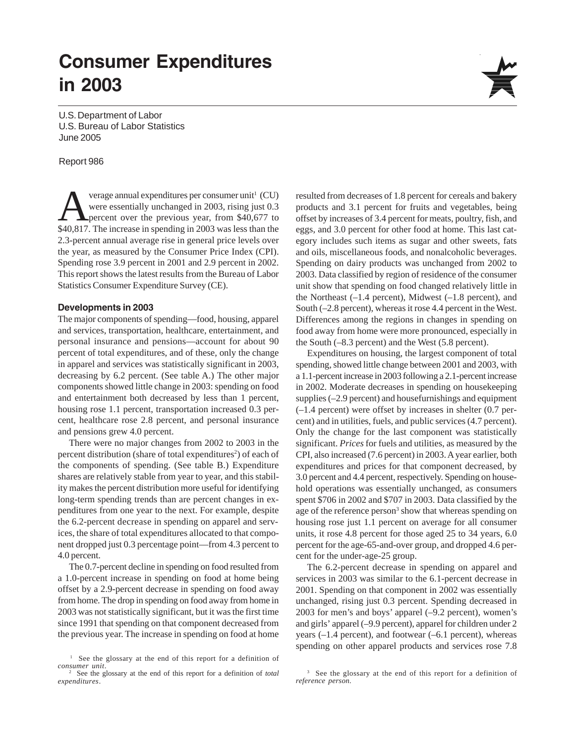# Consumer Expenditures in 2003

U.S. Department of Labor
U.S. Bureau of Labor Statistics
June 2005

Report 986

Average annual expenditures per consumer unit[1] (CU) were essentially unchanged in 2003, rising just 0.3 percent over the previous year, from $40,677 to $40,817. The increase in spending in 2003 was less than the 2.3-percent annual average rise in general price levels over the year, as measured by the Consumer Price Index (CPI). Spending rose 3.9 percent in 2001 and 2.9 percent in 2002. This report shows the latest results from the Bureau of Labor Statistics Consumer Expenditure Survey (CE).

### Developments in 2003

The major components of spending—food, housing, apparel and services, transportation, healthcare, entertainment, and personal insurance and pensions—account for about 90 percent of total expenditures, and of these, only the change in apparel and services was statistically significant in 2003, decreasing by 6.2 percent. (See table A.) The other major components showed little change in 2003: spending on food and entertainment both decreased by less than 1 percent, housing rose 1.1 percent, transportation increased 0.3 percent, healthcare rose 2.8 percent, and personal insurance and pensions grew 4.0 percent.

There were no major changes from 2002 to 2003 in the percent distribution (share of total expenditures[2]) of each of the components of spending. (See table B.) Expenditure shares are relatively stable from year to year, and this stability makes the percent distribution more useful for identifying long-term spending trends than are percent changes in expenditures from one year to the next. For example, despite the 6.2-percent decrease in spending on apparel and services, the share of total expenditures allocated to that component dropped just 0.3 percentage point—from 4.3 percent to 4.0 percent.

The 0.7-percent decline in spending on food resulted from a 1.0-percent increase in spending on food at home being offset by a 2.9-percent decrease in spending on food away from home. The drop in spending on food away from home in 2003 was not statistically significant, but it was the first time since 1991 that spending on that component decreased from the previous year. The increase in spending on food at home resulted from decreases of 1.8 percent for cereals and bakery products and 3.1 percent for fruits and vegetables, being offset by increases of 3.4 percent for meats, poultry, fish, and eggs, and 3.0 percent for other food at home. This last category includes such items as sugar and other sweets, fats and oils, miscellaneous foods, and nonalcoholic beverages. Spending on dairy products was unchanged from 2002 to 2003. Data classified by region of residence of the consumer unit show that spending on food changed relatively little in the Northeast (–1.4 percent), Midwest (–1.8 percent), and South (–2.8 percent), whereas it rose 4.4 percent in the West. Differences among the regions in changes in spending on food away from home were more pronounced, especially in the South (–8.3 percent) and the West (5.8 percent).

Expenditures on housing, the largest component of total spending, showed little change between 2001 and 2003, with a 1.1-percent increase in 2003 following a 2.1-percent increase in 2002. Moderate decreases in spending on housekeeping supplies (–2.9 percent) and housefurnishings and equipment (–1.4 percent) were offset by increases in shelter (0.7 percent) and in utilities, fuels, and public services (4.7 percent). Only the change for the last component was statistically significant. *Prices* for fuels and utilities, as measured by the CPI, also increased (7.6 percent) in 2003. A year earlier, both expenditures and prices for that component decreased, by 3.0 percent and 4.4 percent, respectively. Spending on household operations was essentially unchanged, as consumers spent $706 in 2002 and $707 in 2003. Data classified by the age of the reference person[3] show that whereas spending on housing rose just 1.1 percent on average for all consumer units, it rose 4.8 percent for those aged 25 to 34 years, 6.0 percent for the age-65-and-over group, and dropped 4.6 percent for the under-age-25 group.

The 6.2-percent decrease in spending on apparel and services in 2003 was similar to the 6.1-percent decrease in 2001. Spending on that component in 2002 was essentially unchanged, rising just 0.3 percent. Spending decreased in 2003 for men's and boys' apparel (–9.2 percent), women's and girls' apparel (–9.9 percent), apparel for children under 2 years (–1.4 percent), and footwear (–6.1 percent), whereas spending on other apparel products and services rose 7.8

[1] See the glossary at the end of this report for a definition of *consumer unit*.

[2] See the glossary at the end of this report for a definition of *total expenditures*.

[3] See the glossary at the end of this report for a definition of *reference person.*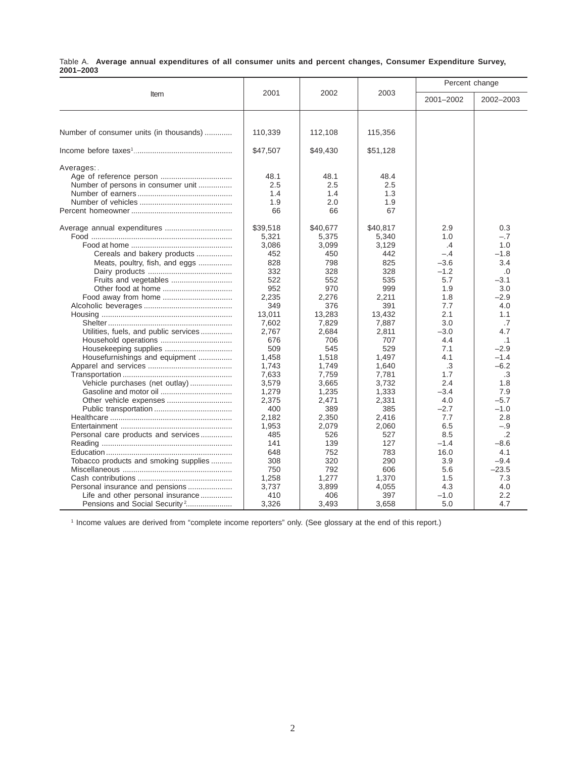Table A. **Average annual expenditures of all consumer units and percent changes, Consumer Expenditure Survey, 2001–2003**

| Item | 2001 | 2002 | 2003 | Percent change | |
|---|---|---|---|---|---|
| | | | | 2001–2002 | 2002–2003 |
| Number of consumer units (in thousands) | 110,339 | 112,108 | 115,356 | | |
| Income before taxes[1] | $47,507 | $49,430 | $51,128 | | |
| Averages: | | | | | |
| Age of reference person | 48.1 | 48.1 | 48.4 | | |
| Number of persons in consumer unit | 2.5 | 2.5 | 2.5 | | |
| Number of earners | 1.4 | 1.4 | 1.3 | | |
| Number of vehicles | 1.9 | 2.0 | 1.9 | | |
| Percent homeowner | 66 | 66 | 67 | | |
| Average annual expenditures | $39,518 | $40,677 | $40,817 | 2.9 | 0.3 |
| Food | 5,321 | 5,375 | 5,340 | 1.0 | –.7 |
| Food at home | 3,086 | 3,099 | 3,129 | .4 | 1.0 |
| Cereals and bakery products | 452 | 450 | 442 | –.4 | –1.8 |
| Meats, poultry, fish, and eggs | 828 | 798 | 825 | –3.6 | 3.4 |
| Dairy products | 332 | 328 | 328 | –1.2 | .0 |
| Fruits and vegetables | 522 | 552 | 535 | 5.7 | –3.1 |
| Other food at home | 952 | 970 | 999 | 1.9 | 3.0 |
| Food away from home | 2,235 | 2,276 | 2,211 | 1.8 | –2.9 |
| Alcoholic beverages | 349 | 376 | 391 | 7.7 | 4.0 |
| Housing | 13,011 | 13,283 | 13,432 | 2.1 | 1.1 |
| Shelter | 7,602 | 7,829 | 7,887 | 3.0 | .7 |
| Utilities, fuels, and public services | 2,767 | 2,684 | 2,811 | –3.0 | 4.7 |
| Household operations | 676 | 706 | 707 | 4.4 | .1 |
| Housekeeping supplies | 509 | 545 | 529 | 7.1 | –2.9 |
| Housefurnishings and equipment | 1,458 | 1,518 | 1,497 | 4.1 | –1.4 |
| Apparel and services | 1,743 | 1,749 | 1,640 | .3 | –6.2 |
| Transportation | 7,633 | 7,759 | 7,781 | 1.7 | .3 |
| Vehicle purchases (net outlay) | 3,579 | 3,665 | 3,732 | 2.4 | 1.8 |
| Gasoline and motor oil | 1,279 | 1,235 | 1,333 | –3.4 | 7.9 |
| Other vehicle expenses | 2,375 | 2,471 | 2,331 | 4.0 | –5.7 |
| Public transportation | 400 | 389 | 385 | –2.7 | –1.0 |
| Healthcare | 2,182 | 2,350 | 2,416 | 7.7 | 2.8 |
| Entertainment | 1,953 | 2,079 | 2,060 | 6.5 | –.9 |
| Personal care products and services | 485 | 526 | 527 | 8.5 | .2 |
| Reading | 141 | 139 | 127 | –1.4 | –8.6 |
| Education | 648 | 752 | 783 | 16.0 | 4.1 |
| Tobacco products and smoking supplies | 308 | 320 | 290 | 3.9 | –9.4 |
| Miscellaneous | 750 | 792 | 606 | 5.6 | –23.5 |
| Cash contributions | 1,258 | 1,277 | 1,370 | 1.5 | 7.3 |
| Personal insurance and pensions | 3,737 | 3,899 | 4,055 | 4.3 | 4.0 |
| Life and other personal insurance | 410 | 406 | 397 | –1.0 | 2.2 |
| Pensions and Social Security[2] | 3,326 | 3,493 | 3,658 | 5.0 | 4.7 |

[1] Income values are derived from "complete income reporters" only. (See glossary at the end of this report.)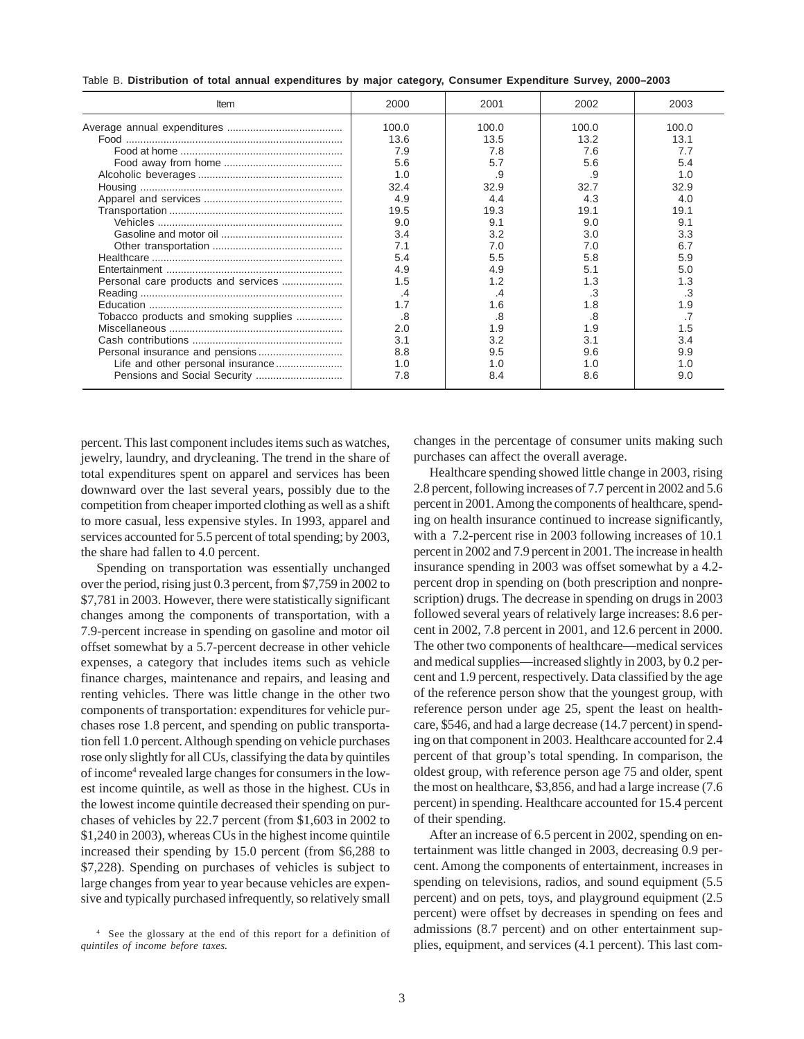Table B. **Distribution of total annual expenditures by major category, Consumer Expenditure Survey, 2000–2003**

| Item | 2000 | 2001 | 2002 | 2003 |
|---|---|---|---|---|
| Average annual expenditures | 100.0 | 100.0 | 100.0 | 100.0 |
| Food | 13.6 | 13.5 | 13.2 | 13.1 |
| Food at home | 7.9 | 7.8 | 7.6 | 7.7 |
| Food away from home | 5.6 | 5.7 | 5.6 | 5.4 |
| Alcoholic beverages | 1.0 | .9 | .9 | 1.0 |
| Housing | 32.4 | 32.9 | 32.7 | 32.9 |
| Apparel and services | 4.9 | 4.4 | 4.3 | 4.0 |
| Transportation | 19.5 | 19.3 | 19.1 | 19.1 |
| Vehicles | 9.0 | 9.1 | 9.0 | 9.1 |
| Gasoline and motor oil | 3.4 | 3.2 | 3.0 | 3.3 |
| Other transportation | 7.1 | 7.0 | 7.0 | 6.7 |
| Healthcare | 5.4 | 5.5 | 5.8 | 5.9 |
| Entertainment | 4.9 | 4.9 | 5.1 | 5.0 |
| Personal care products and services | 1.5 | 1.2 | 1.3 | 1.3 |
| Reading | .4 | .4 | .3 | .3 |
| Education | 1.7 | 1.6 | 1.8 | 1.9 |
| Tobacco products and smoking supplies | .8 | .8 | .8 | .7 |
| Miscellaneous | 2.0 | 1.9 | 1.9 | 1.5 |
| Cash contributions | 3.1 | 3.2 | 3.1 | 3.4 |
| Personal insurance and pensions | 8.8 | 9.5 | 9.6 | 9.9 |
| Life and other personal insurance | 1.0 | 1.0 | 1.0 | 1.0 |
| Pensions and Social Security | 7.8 | 8.4 | 8.6 | 9.0 |

percent. This last component includes items such as watches, jewelry, laundry, and drycleaning. The trend in the share of total expenditures spent on apparel and services has been downward over the last several years, possibly due to the competition from cheaper imported clothing as well as a shift to more casual, less expensive styles. In 1993, apparel and services accounted for 5.5 percent of total spending; by 2003, the share had fallen to 4.0 percent.

Spending on transportation was essentially unchanged over the period, rising just 0.3 percent, from $7,759 in 2002 to $7,781 in 2003. However, there were statistically significant changes among the components of transportation, with a 7.9-percent increase in spending on gasoline and motor oil offset somewhat by a 5.7-percent decrease in other vehicle expenses, a category that includes items such as vehicle finance charges, maintenance and repairs, and leasing and renting vehicles. There was little change in the other two components of transportation: expenditures for vehicle purchases rose 1.8 percent, and spending on public transportation fell 1.0 percent. Although spending on vehicle purchases rose only slightly for all CUs, classifying the data by quintiles of income[4] revealed large changes for consumers in the lowest income quintile, as well as those in the highest. CUs in the lowest income quintile decreased their spending on purchases of vehicles by 22.7 percent (from $1,603 in 2002 to $1,240 in 2003), whereas CUs in the highest income quintile increased their spending by 15.0 percent (from $6,288 to $7,228). Spending on purchases of vehicles is subject to large changes from year to year because vehicles are expensive and typically purchased infrequently, so relatively small changes in the percentage of consumer units making such purchases can affect the overall average.

Healthcare spending showed little change in 2003, rising 2.8 percent, following increases of 7.7 percent in 2002 and 5.6 percent in 2001. Among the components of healthcare, spending on health insurance continued to increase significantly, with a 7.2-percent rise in 2003 following increases of 10.1 percent in 2002 and 7.9 percent in 2001. The increase in health insurance spending in 2003 was offset somewhat by a 4.2-percent drop in spending on (both prescription and nonprescription) drugs. The decrease in spending on drugs in 2003 followed several years of relatively large increases: 8.6 percent in 2002, 7.8 percent in 2001, and 12.6 percent in 2000. The other two components of healthcare—medical services and medical supplies—increased slightly in 2003, by 0.2 percent and 1.9 percent, respectively. Data classified by the age of the reference person show that the youngest group, with reference person under age 25, spent the least on healthcare, $546, and had a large decrease (14.7 percent) in spending on that component in 2003. Healthcare accounted for 2.4 percent of that group's total spending. In comparison, the oldest group, with reference person age 75 and older, spent the most on healthcare, $3,856, and had a large increase (7.6 percent) in spending. Healthcare accounted for 15.4 percent of their spending.

After an increase of 6.5 percent in 2002, spending on entertainment was little changed in 2003, decreasing 0.9 percent. Among the components of entertainment, increases in spending on televisions, radios, and sound equipment (5.5 percent) and on pets, toys, and playground equipment (2.5 percent) were offset by decreases in spending on fees and admissions (8.7 percent) and on other entertainment supplies, equipment, and services (4.1 percent). This last com-

[4] See the glossary at the end of this report for a definition of *quintiles of income before taxes.*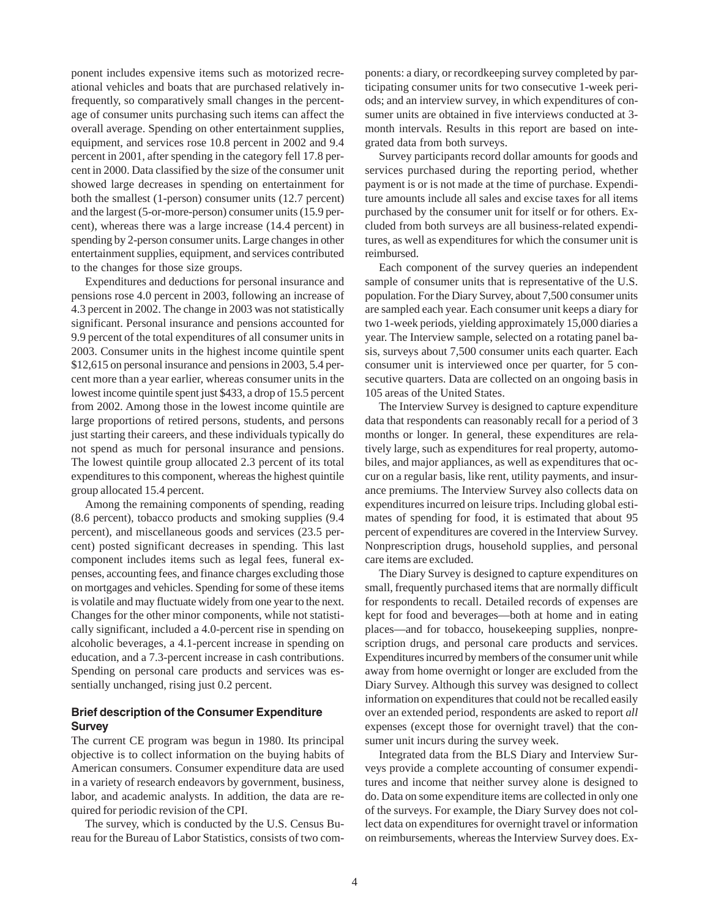ponent includes expensive items such as motorized recreational vehicles and boats that are purchased relatively infrequently, so comparatively small changes in the percentage of consumer units purchasing such items can affect the overall average. Spending on other entertainment supplies, equipment, and services rose 10.8 percent in 2002 and 9.4 percent in 2001, after spending in the category fell 17.8 percent in 2000. Data classified by the size of the consumer unit showed large decreases in spending on entertainment for both the smallest (1-person) consumer units (12.7 percent) and the largest (5-or-more-person) consumer units (15.9 percent), whereas there was a large increase (14.4 percent) in spending by 2-person consumer units. Large changes in other entertainment supplies, equipment, and services contributed to the changes for those size groups.

Expenditures and deductions for personal insurance and pensions rose 4.0 percent in 2003, following an increase of 4.3 percent in 2002. The change in 2003 was not statistically significant. Personal insurance and pensions accounted for 9.9 percent of the total expenditures of all consumer units in 2003. Consumer units in the highest income quintile spent $12,615 on personal insurance and pensions in 2003, 5.4 percent more than a year earlier, whereas consumer units in the lowest income quintile spent just $433, a drop of 15.5 percent from 2002. Among those in the lowest income quintile are large proportions of retired persons, students, and persons just starting their careers, and these individuals typically do not spend as much for personal insurance and pensions. The lowest quintile group allocated 2.3 percent of its total expenditures to this component, whereas the highest quintile group allocated 15.4 percent.

Among the remaining components of spending, reading (8.6 percent), tobacco products and smoking supplies (9.4 percent), and miscellaneous goods and services (23.5 percent) posted significant decreases in spending. This last component includes items such as legal fees, funeral expenses, accounting fees, and finance charges excluding those on mortgages and vehicles. Spending for some of these items is volatile and may fluctuate widely from one year to the next. Changes for the other minor components, while not statistically significant, included a 4.0-percent rise in spending on alcoholic beverages, a 4.1-percent increase in spending on education, and a 7.3-percent increase in cash contributions. Spending on personal care products and services was essentially unchanged, rising just 0.2 percent.

### Brief description of the Consumer Expenditure Survey

The current CE program was begun in 1980. Its principal objective is to collect information on the buying habits of American consumers. Consumer expenditure data are used in a variety of research endeavors by government, business, labor, and academic analysts. In addition, the data are required for periodic revision of the CPI.

The survey, which is conducted by the U.S. Census Bureau for the Bureau of Labor Statistics, consists of two components: a diary, or recordkeeping survey completed by participating consumer units for two consecutive 1-week periods; and an interview survey, in which expenditures of consumer units are obtained in five interviews conducted at 3-month intervals. Results in this report are based on integrated data from both surveys.

Survey participants record dollar amounts for goods and services purchased during the reporting period, whether payment is or is not made at the time of purchase. Expenditure amounts include all sales and excise taxes for all items purchased by the consumer unit for itself or for others. Excluded from both surveys are all business-related expenditures, as well as expenditures for which the consumer unit is reimbursed.

Each component of the survey queries an independent sample of consumer units that is representative of the U.S. population. For the Diary Survey, about 7,500 consumer units are sampled each year. Each consumer unit keeps a diary for two 1-week periods, yielding approximately 15,000 diaries a year. The Interview sample, selected on a rotating panel basis, surveys about 7,500 consumer units each quarter. Each consumer unit is interviewed once per quarter, for 5 consecutive quarters. Data are collected on an ongoing basis in 105 areas of the United States.

The Interview Survey is designed to capture expenditure data that respondents can reasonably recall for a period of 3 months or longer. In general, these expenditures are relatively large, such as expenditures for real property, automobiles, and major appliances, as well as expenditures that occur on a regular basis, like rent, utility payments, and insurance premiums. The Interview Survey also collects data on expenditures incurred on leisure trips. Including global estimates of spending for food, it is estimated that about 95 percent of expenditures are covered in the Interview Survey. Nonprescription drugs, household supplies, and personal care items are excluded.

The Diary Survey is designed to capture expenditures on small, frequently purchased items that are normally difficult for respondents to recall. Detailed records of expenses are kept for food and beverages—both at home and in eating places—and for tobacco, housekeeping supplies, nonprescription drugs, and personal care products and services. Expenditures incurred by members of the consumer unit while away from home overnight or longer are excluded from the Diary Survey. Although this survey was designed to collect information on expenditures that could not be recalled easily over an extended period, respondents are asked to report *all* expenses (except those for overnight travel) that the consumer unit incurs during the survey week.

Integrated data from the BLS Diary and Interview Surveys provide a complete accounting of consumer expenditures and income that neither survey alone is designed to do. Data on some expenditure items are collected in only one of the surveys. For example, the Diary Survey does not collect data on expenditures for overnight travel or information on reimbursements, whereas the Interview Survey does. Ex-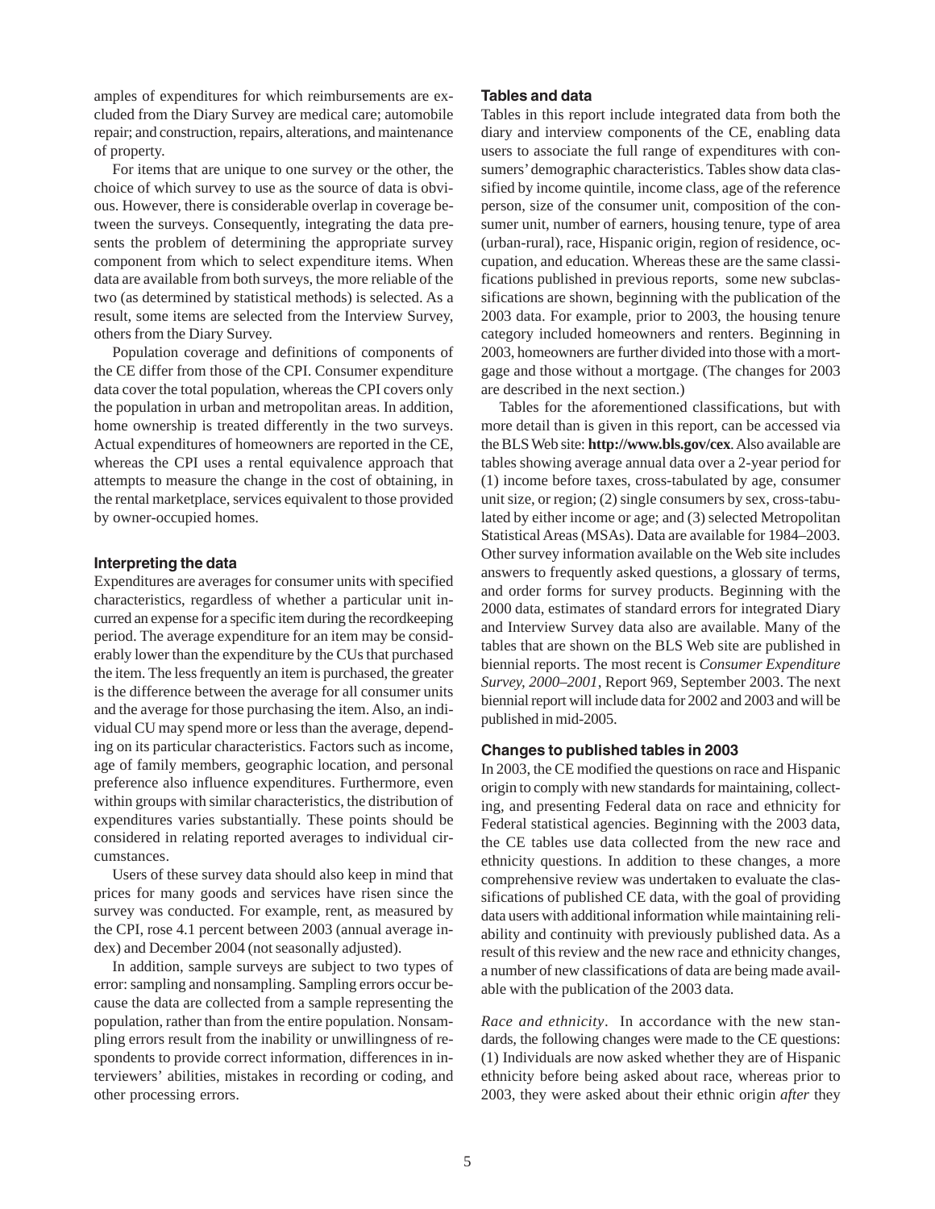amples of expenditures for which reimbursements are excluded from the Diary Survey are medical care; automobile repair; and construction, repairs, alterations, and maintenance of property.

For items that are unique to one survey or the other, the choice of which survey to use as the source of data is obvious. However, there is considerable overlap in coverage between the surveys. Consequently, integrating the data presents the problem of determining the appropriate survey component from which to select expenditure items. When data are available from both surveys, the more reliable of the two (as determined by statistical methods) is selected. As a result, some items are selected from the Interview Survey, others from the Diary Survey.

Population coverage and definitions of components of the CE differ from those of the CPI. Consumer expenditure data cover the total population, whereas the CPI covers only the population in urban and metropolitan areas. In addition, home ownership is treated differently in the two surveys. Actual expenditures of homeowners are reported in the CE, whereas the CPI uses a rental equivalence approach that attempts to measure the change in the cost of obtaining, in the rental marketplace, services equivalent to those provided by owner-occupied homes.

### Interpreting the data

Expenditures are averages for consumer units with specified characteristics, regardless of whether a particular unit incurred an expense for a specific item during the recordkeeping period. The average expenditure for an item may be considerably lower than the expenditure by the CUs that purchased the item. The less frequently an item is purchased, the greater is the difference between the average for all consumer units and the average for those purchasing the item. Also, an individual CU may spend more or less than the average, depending on its particular characteristics. Factors such as income, age of family members, geographic location, and personal preference also influence expenditures. Furthermore, even within groups with similar characteristics, the distribution of expenditures varies substantially. These points should be considered in relating reported averages to individual circumstances.

Users of these survey data should also keep in mind that prices for many goods and services have risen since the survey was conducted. For example, rent, as measured by the CPI, rose 4.1 percent between 2003 (annual average index) and December 2004 (not seasonally adjusted).

In addition, sample surveys are subject to two types of error: sampling and nonsampling. Sampling errors occur because the data are collected from a sample representing the population, rather than from the entire population. Nonsampling errors result from the inability or unwillingness of respondents to provide correct information, differences in interviewers' abilities, mistakes in recording or coding, and other processing errors.

### Tables and data

Tables in this report include integrated data from both the diary and interview components of the CE, enabling data users to associate the full range of expenditures with consumers' demographic characteristics. Tables show data classified by income quintile, income class, age of the reference person, size of the consumer unit, composition of the consumer unit, number of earners, housing tenure, type of area (urban-rural), race, Hispanic origin, region of residence, occupation, and education. Whereas these are the same classifications published in previous reports, some new subclassifications are shown, beginning with the publication of the 2003 data. For example, prior to 2003, the housing tenure category included homeowners and renters. Beginning in 2003, homeowners are further divided into those with a mortgage and those without a mortgage. (The changes for 2003 are described in the next section.)

Tables for the aforementioned classifications, but with more detail than is given in this report, can be accessed via the BLS Web site: **http://www.bls.gov/cex**. Also available are tables showing average annual data over a 2-year period for (1) income before taxes, cross-tabulated by age, consumer unit size, or region; (2) single consumers by sex, cross-tabulated by either income or age; and (3) selected Metropolitan Statistical Areas (MSAs). Data are available for 1984–2003. Other survey information available on the Web site includes answers to frequently asked questions, a glossary of terms, and order forms for survey products. Beginning with the 2000 data, estimates of standard errors for integrated Diary and Interview Survey data also are available. Many of the tables that are shown on the BLS Web site are published in biennial reports. The most recent is *Consumer Expenditure Survey, 2000–2001*, Report 969, September 2003. The next biennial report will include data for 2002 and 2003 and will be published in mid-2005.

### Changes to published tables in 2003

In 2003, the CE modified the questions on race and Hispanic origin to comply with new standards for maintaining, collecting, and presenting Federal data on race and ethnicity for Federal statistical agencies. Beginning with the 2003 data, the CE tables use data collected from the new race and ethnicity questions. In addition to these changes, a more comprehensive review was undertaken to evaluate the classifications of published CE data, with the goal of providing data users with additional information while maintaining reliability and continuity with previously published data. As a result of this review and the new race and ethnicity changes, a number of new classifications of data are being made available with the publication of the 2003 data.

*Race and ethnicity*. In accordance with the new standards, the following changes were made to the CE questions: (1) Individuals are now asked whether they are of Hispanic ethnicity before being asked about race, whereas prior to 2003, they were asked about their ethnic origin *after* they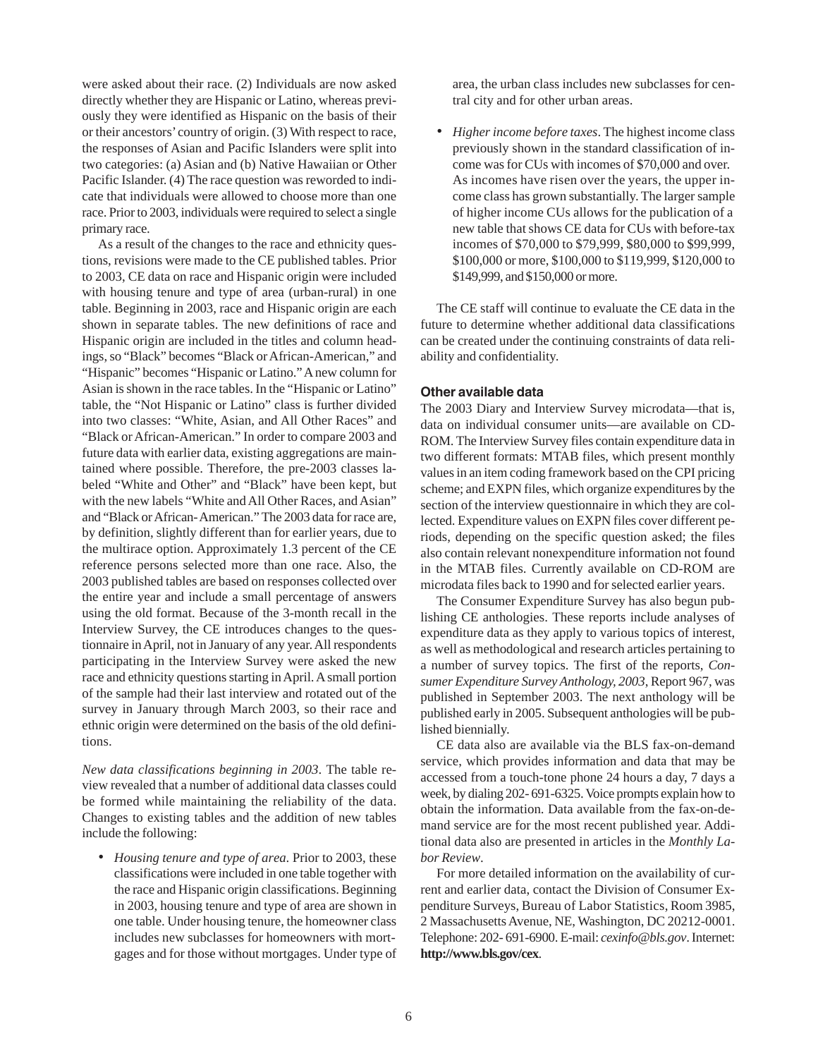were asked about their race. (2) Individuals are now asked directly whether they are Hispanic or Latino, whereas previously they were identified as Hispanic on the basis of their or their ancestors' country of origin. (3) With respect to race, the responses of Asian and Pacific Islanders were split into two categories: (a) Asian and (b) Native Hawaiian or Other Pacific Islander. (4) The race question was reworded to indicate that individuals were allowed to choose more than one race. Prior to 2003, individuals were required to select a single primary race.

As a result of the changes to the race and ethnicity questions, revisions were made to the CE published tables. Prior to 2003, CE data on race and Hispanic origin were included with housing tenure and type of area (urban-rural) in one table. Beginning in 2003, race and Hispanic origin are each shown in separate tables. The new definitions of race and Hispanic origin are included in the titles and column headings, so "Black" becomes "Black or African-American," and "Hispanic" becomes "Hispanic or Latino." A new column for Asian is shown in the race tables. In the "Hispanic or Latino" table, the "Not Hispanic or Latino" class is further divided into two classes: "White, Asian, and All Other Races" and "Black or African-American." In order to compare 2003 and future data with earlier data, existing aggregations are maintained where possible. Therefore, the pre-2003 classes labeled "White and Other" and "Black" have been kept, but with the new labels "White and All Other Races, and Asian" and "Black or African-American." The 2003 data for race are, by definition, slightly different than for earlier years, due to the multirace option. Approximately 1.3 percent of the CE reference persons selected more than one race. Also, the 2003 published tables are based on responses collected over the entire year and include a small percentage of answers using the old format. Because of the 3-month recall in the Interview Survey, the CE introduces changes to the questionnaire in April, not in January of any year. All respondents participating in the Interview Survey were asked the new race and ethnicity questions starting in April. A small portion of the sample had their last interview and rotated out of the survey in January through March 2003, so their race and ethnic origin were determined on the basis of the old definitions.

*New data classifications beginning in 2003*. The table review revealed that a number of additional data classes could be formed while maintaining the reliability of the data. Changes to existing tables and the addition of new tables include the following:

- *Housing tenure and type of area.* Prior to 2003, these classifications were included in one table together with the race and Hispanic origin classifications. Beginning in 2003, housing tenure and type of area are shown in one table. Under housing tenure, the homeowner class includes new subclasses for homeowners with mortgages and for those without mortgages. Under type of area, the urban class includes new subclasses for central city and for other urban areas.

- *Higher income before taxes*. The highest income class previously shown in the standard classification of income was for CUs with incomes of $70,000 and over. As incomes have risen over the years, the upper income class has grown substantially. The larger sample of higher income CUs allows for the publication of a new table that shows CE data for CUs with before-tax incomes of $70,000 to $79,999, $80,000 to $99,999, $100,000 or more, $100,000 to $119,999, $120,000 to $149,999, and $150,000 or more.

The CE staff will continue to evaluate the CE data in the future to determine whether additional data classifications can be created under the continuing constraints of data reliability and confidentiality.

#### Other available data

The 2003 Diary and Interview Survey microdata—that is, data on individual consumer units—are available on CD-ROM. The Interview Survey files contain expenditure data in two different formats: MTAB files, which present monthly values in an item coding framework based on the CPI pricing scheme; and EXPN files, which organize expenditures by the section of the interview questionnaire in which they are collected. Expenditure values on EXPN files cover different periods, depending on the specific question asked; the files also contain relevant nonexpenditure information not found in the MTAB files. Currently available on CD-ROM are microdata files back to 1990 and for selected earlier years.

The Consumer Expenditure Survey has also begun publishing CE anthologies. These reports include analyses of expenditure data as they apply to various topics of interest, as well as methodological and research articles pertaining to a number of survey topics. The first of the reports, *Consumer Expenditure Survey Anthology, 2003*, Report 967, was published in September 2003. The next anthology will be published early in 2005. Subsequent anthologies will be published biennially.

CE data also are available via the BLS fax-on-demand service, which provides information and data that may be accessed from a touch-tone phone 24 hours a day, 7 days a week, by dialing 202- 691-6325. Voice prompts explain how to obtain the information. Data available from the fax-on-demand service are for the most recent published year. Additional data also are presented in articles in the *Monthly Labor Review*.

For more detailed information on the availability of current and earlier data, contact the Division of Consumer Expenditure Surveys, Bureau of Labor Statistics, Room 3985, 2 Massachusetts Avenue, NE, Washington, DC 20212-0001. Telephone: 202- 691-6900. E-mail: *cexinfo@bls.gov*. Internet: **http://www.bls.gov/cex**.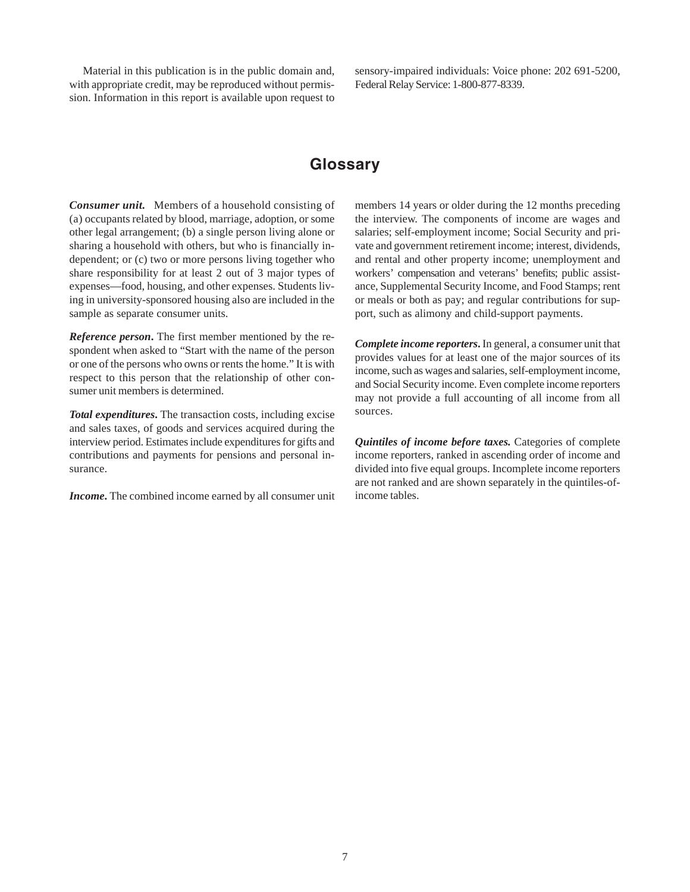Material in this publication is in the public domain and, with appropriate credit, may be reproduced without permission. Information in this report is available upon request to sensory-impaired individuals: Voice phone: 202 691-5200, Federal Relay Service: 1-800-877-8339.

## Glossary

***Consumer unit.*** Members of a household consisting of (a) occupants related by blood, marriage, adoption, or some other legal arrangement; (b) a single person living alone or sharing a household with others, but who is financially independent; or (c) two or more persons living together who share responsibility for at least 2 out of 3 major types of expenses—food, housing, and other expenses. Students living in university-sponsored housing also are included in the sample as separate consumer units.

***Reference person*.** The first member mentioned by the respondent when asked to "Start with the name of the person or one of the persons who owns or rents the home." It is with respect to this person that the relationship of other consumer unit members is determined.

***Total expenditures*.** The transaction costs, including excise and sales taxes, of goods and services acquired during the interview period. Estimates include expenditures for gifts and contributions and payments for pensions and personal insurance.

***Income*.** The combined income earned by all consumer unit members 14 years or older during the 12 months preceding the interview. The components of income are wages and salaries; self-employment income; Social Security and private and government retirement income; interest, dividends, and rental and other property income; unemployment and workers' compensation and veterans' benefits; public assistance, Supplemental Security Income, and Food Stamps; rent or meals or both as pay; and regular contributions for support, such as alimony and child-support payments.

***Complete income reporters*.** In general, a consumer unit that provides values for at least one of the major sources of its income, such as wages and salaries, self-employment income, and Social Security income. Even complete income reporters may not provide a full accounting of all income from all sources.

***Quintiles of income before taxes.*** Categories of complete income reporters, ranked in ascending order of income and divided into five equal groups. Incomplete income reporters are not ranked and are shown separately in the quintiles-of-income tables.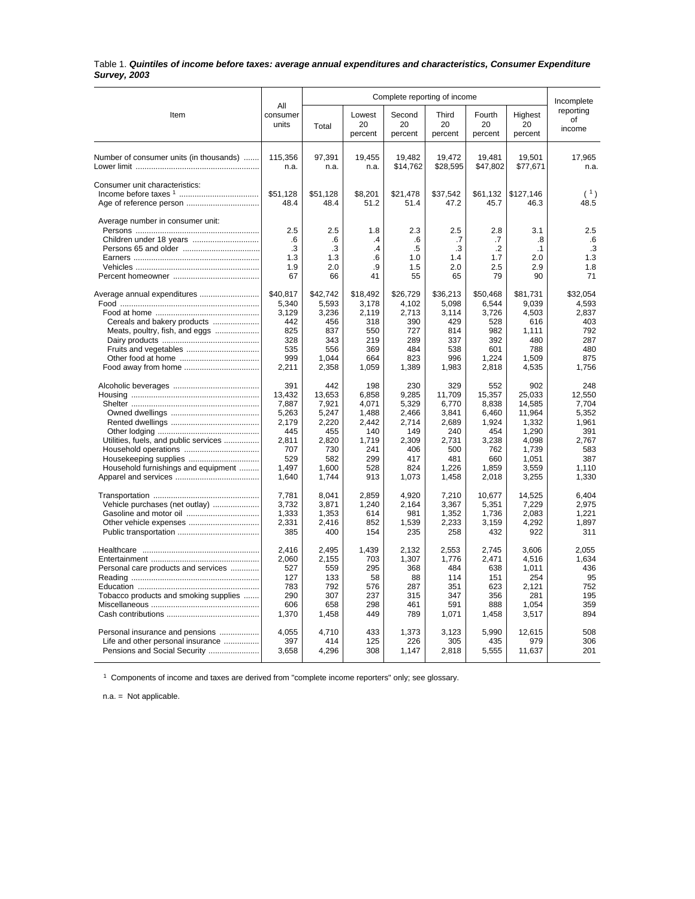Table 1. ***Quintiles of income before taxes: average annual expenditures and characteristics, Consumer Expenditure Survey, 2003***

| Item | All consumer units | Complete reporting of income | | | | | | Incomplete reporting of income |
|---|---|---|---|---|---|---|---|---|
| | | Total | Lowest 20 percent | Second 20 percent | Third 20 percent | Fourth 20 percent | Highest 20 percent | |
| Number of consumer units (in thousands) | 115,356 | 97,391 | 19,455 | 19,482 | 19,472 | 19,481 | 19,501 | 17,965 |
| Lower limit | n.a. | n.a. | n.a. | $14,762 | $28,595 | $47,802 | $77,671 | n.a. |
| Consumer unit characteristics: | | | | | | | | |
| Income before taxes [1] | $51,128 | $51,128 | $8,201 | $21,478 | $37,542 | $61,132 | $127,146 | ( [1] ) |
| Age of reference person | 48.4 | 48.4 | 51.2 | 51.4 | 47.2 | 45.7 | 46.3 | 48.5 |
| Average number in consumer unit: | | | | | | | | |
| Persons | 2.5 | 2.5 | 1.8 | 2.3 | 2.5 | 2.8 | 3.1 | 2.5 |
| Children under 18 years | .6 | .6 | .4 | .6 | .7 | .7 | .8 | .6 |
| Persons 65 and older | .3 | .3 | .4 | .5 | .3 | .2 | .1 | .3 |
| Earners | 1.3 | 1.3 | .6 | 1.0 | 1.4 | 1.7 | 2.0 | 1.3 |
| Vehicles | 1.9 | 2.0 | .9 | 1.5 | 2.0 | 2.5 | 2.9 | 1.8 |
| Percent homeowner | 67 | 66 | 41 | 55 | 65 | 79 | 90 | 71 |
| Average annual expenditures | $40,817 | $42,742 | $18,492 | $26,729 | $36,213 | $50,468 | $81,731 | $32,054 |
| Food | 5,340 | 5,593 | 3,178 | 4,102 | 5,098 | 6,544 | 9,039 | 4,593 |
| Food at home | 3,129 | 3,236 | 2,119 | 2,713 | 3,114 | 3,726 | 4,503 | 2,837 |
| Cereals and bakery products | 442 | 456 | 318 | 390 | 429 | 528 | 616 | 403 |
| Meats, poultry, fish, and eggs | 825 | 837 | 550 | 727 | 814 | 982 | 1,111 | 792 |
| Dairy products | 328 | 343 | 219 | 289 | 337 | 392 | 480 | 287 |
| Fruits and vegetables | 535 | 556 | 369 | 484 | 538 | 601 | 788 | 480 |
| Other food at home | 999 | 1,044 | 664 | 823 | 996 | 1,224 | 1,509 | 875 |
| Food away from home | 2,211 | 2,358 | 1,059 | 1,389 | 1,983 | 2,818 | 4,535 | 1,756 |
| Alcoholic beverages | 391 | 442 | 198 | 230 | 329 | 552 | 902 | 248 |
| Housing | 13,432 | 13,653 | 6,858 | 9,285 | 11,709 | 15,357 | 25,033 | 12,550 |
| Shelter | 7,887 | 7,921 | 4,071 | 5,329 | 6,770 | 8,838 | 14,585 | 7,704 |
| Owned dwellings | 5,263 | 5,247 | 1,488 | 2,466 | 3,841 | 6,460 | 11,964 | 5,352 |
| Rented dwellings | 2,179 | 2,220 | 2,442 | 2,714 | 2,689 | 1,924 | 1,332 | 1,961 |
| Other lodging | 445 | 455 | 140 | 149 | 240 | 454 | 1,290 | 391 |
| Utilities, fuels, and public services | 2,811 | 2,820 | 1,719 | 2,309 | 2,731 | 3,238 | 4,098 | 2,767 |
| Household operations | 707 | 730 | 241 | 406 | 500 | 762 | 1,739 | 583 |
| Housekeeping supplies | 529 | 582 | 299 | 417 | 481 | 660 | 1,051 | 387 |
| Household furnishings and equipment | 1,497 | 1,600 | 528 | 824 | 1,226 | 1,859 | 3,559 | 1,110 |
| Apparel and services | 1,640 | 1,744 | 913 | 1,073 | 1,458 | 2,018 | 3,255 | 1,330 |
| Transportation | 7,781 | 8,041 | 2,859 | 4,920 | 7,210 | 10,677 | 14,525 | 6,404 |
| Vehicle purchases (net outlay) | 3,732 | 3,871 | 1,240 | 2,164 | 3,367 | 5,351 | 7,229 | 2,975 |
| Gasoline and motor oil | 1,333 | 1,353 | 614 | 981 | 1,352 | 1,736 | 2,083 | 1,221 |
| Other vehicle expenses | 2,331 | 2,416 | 852 | 1,539 | 2,233 | 3,159 | 4,292 | 1,897 |
| Public transportation | 385 | 400 | 154 | 235 | 258 | 432 | 922 | 311 |
| Healthcare | 2,416 | 2,495 | 1,439 | 2,132 | 2,553 | 2,745 | 3,606 | 2,055 |
| Entertainment | 2,060 | 2,155 | 703 | 1,307 | 1,776 | 2,471 | 4,516 | 1,634 |
| Personal care products and services | 527 | 559 | 295 | 368 | 484 | 638 | 1,011 | 436 |
| Reading | 127 | 133 | 58 | 88 | 114 | 151 | 254 | 95 |
| Education | 783 | 792 | 576 | 287 | 351 | 623 | 2,121 | 752 |
| Tobacco products and smoking supplies | 290 | 307 | 237 | 315 | 347 | 356 | 281 | 195 |
| Miscellaneous | 606 | 658 | 298 | 461 | 591 | 888 | 1,054 | 359 |
| Cash contributions | 1,370 | 1,458 | 449 | 789 | 1,071 | 1,458 | 3,517 | 894 |
| Personal insurance and pensions | 4,055 | 4,710 | 433 | 1,373 | 3,123 | 5,990 | 12,615 | 508 |
| Life and other personal insurance | 397 | 414 | 125 | 226 | 305 | 435 | 979 | 306 |
| Pensions and Social Security | 3,658 | 4,296 | 308 | 1,147 | 2,818 | 5,555 | 11,637 | 201 |

[1] Components of income and taxes are derived from "complete income reporters" only; see glossary.

n.a. = Not applicable.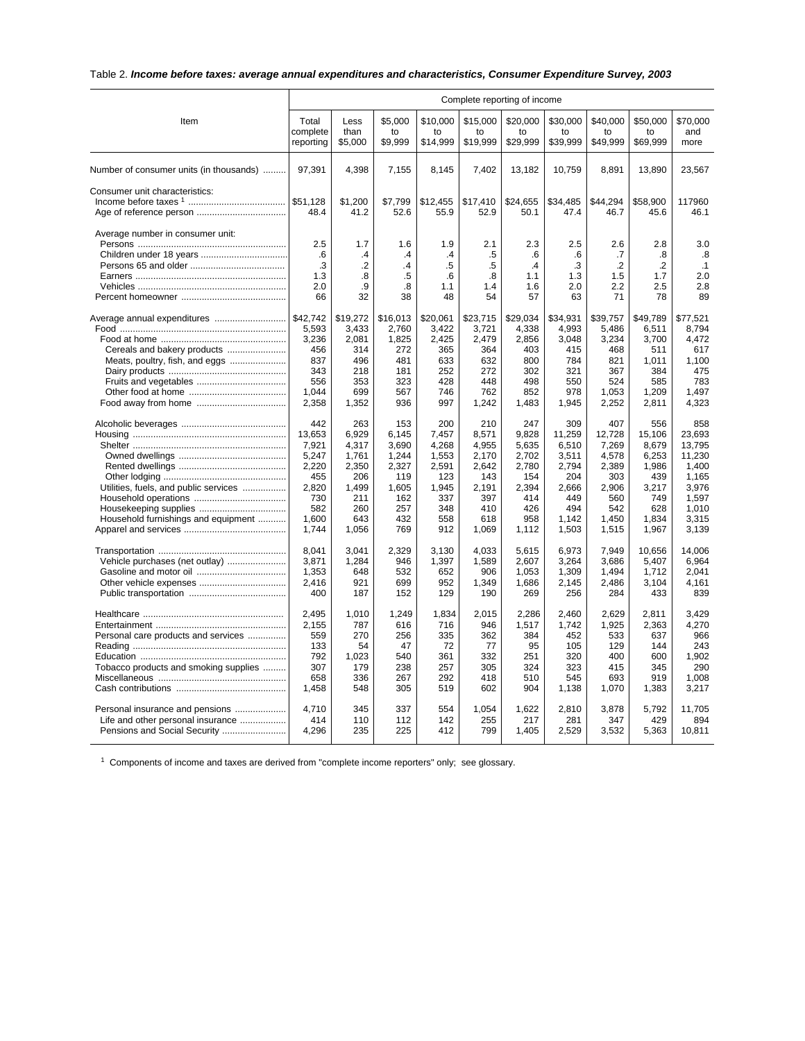Table 2. ***Income before taxes: average annual expenditures and characteristics, Consumer Expenditure Survey, 2003***

| Item | Complete reporting of income | | | | | | | | | |
|---|---|---|---|---|---|---|---|---|---|---|
| | Total complete reporting | Less than $5,000 | $5,000 to $9,999 | $10,000 to $14,999 | $15,000 to $19,999 | $20,000 to $29,999 | $30,000 to $39,999 | $40,000 to $49,999 | $50,000 to $69,999 | $70,000 and more |
| Number of consumer units (in thousands) | 97,391 | 4,398 | 7,155 | 8,145 | 7,402 | 13,182 | 10,759 | 8,891 | 13,890 | 23,567 |
| Consumer unit characteristics: | | | | | | | | | | |
| Income before taxes [1] | $51,128 | $1,200 | $7,799 | $12,455 | $17,410 | $24,655 | $34,485 | $44,294 | $58,900 | 117960 |
| Age of reference person | 48.4 | 41.2 | 52.6 | 55.9 | 52.9 | 50.1 | 47.4 | 46.7 | 45.6 | 46.1 |
| Average number in consumer unit: | | | | | | | | | | |
| Persons | 2.5 | 1.7 | 1.6 | 1.9 | 2.1 | 2.3 | 2.5 | 2.6 | 2.8 | 3.0 |
| Children under 18 years | .6 | .4 | .4 | .4 | .5 | .6 | .6 | .7 | .8 | .8 |
| Persons 65 and older | .3 | .2 | .4 | .5 | .5 | .4 | .3 | .2 | .2 | .1 |
| Earners | 1.3 | .8 | .5 | .6 | .8 | 1.1 | 1.3 | 1.5 | 1.7 | 2.0 |
| Vehicles | 2.0 | .9 | .8 | 1.1 | 1.4 | 1.6 | 2.0 | 2.2 | 2.5 | 2.8 |
| Percent homeowner | 66 | 32 | 38 | 48 | 54 | 57 | 63 | 71 | 78 | 89 |
| Average annual expenditures | $42,742 | $19,272 | $16,013 | $20,061 | $23,715 | $29,034 | $34,931 | $39,757 | $49,789 | $77,521 |
| Food | 5,593 | 3,433 | 2,760 | 3,422 | 3,721 | 4,338 | 4,993 | 5,486 | 6,511 | 8,794 |
| Food at home | 3,236 | 2,081 | 1,825 | 2,425 | 2,479 | 2,856 | 3,048 | 3,234 | 3,700 | 4,472 |
| Cereals and bakery products | 456 | 314 | 272 | 365 | 364 | 403 | 415 | 468 | 511 | 617 |
| Meats, poultry, fish, and eggs | 837 | 496 | 481 | 633 | 632 | 800 | 784 | 821 | 1,011 | 1,100 |
| Dairy products | 343 | 218 | 181 | 252 | 272 | 302 | 321 | 367 | 384 | 475 |
| Fruits and vegetables | 556 | 353 | 323 | 428 | 448 | 498 | 550 | 524 | 585 | 783 |
| Other food at home | 1,044 | 699 | 567 | 746 | 762 | 852 | 978 | 1,053 | 1,209 | 1,497 |
| Food away from home | 2,358 | 1,352 | 936 | 997 | 1,242 | 1,483 | 1,945 | 2,252 | 2,811 | 4,323 |
| Alcoholic beverages | 442 | 263 | 153 | 200 | 210 | 247 | 309 | 407 | 556 | 858 |
| Housing | 13,653 | 6,929 | 6,145 | 7,457 | 8,571 | 9,828 | 11,259 | 12,728 | 15,106 | 23,693 |
| Shelter | 7,921 | 4,317 | 3,690 | 4,268 | 4,955 | 5,635 | 6,510 | 7,269 | 8,679 | 13,795 |
| Owned dwellings | 5,247 | 1,761 | 1,244 | 1,553 | 2,170 | 2,702 | 3,511 | 4,578 | 6,253 | 11,230 |
| Rented dwellings | 2,220 | 2,350 | 2,327 | 2,591 | 2,642 | 2,780 | 2,794 | 2,389 | 1,986 | 1,400 |
| Other lodging | 455 | 206 | 119 | 123 | 143 | 154 | 204 | 303 | 439 | 1,165 |
| Utilities, fuels, and public services | 2,820 | 1,499 | 1,605 | 1,945 | 2,191 | 2,394 | 2,666 | 2,906 | 3,217 | 3,976 |
| Household operations | 730 | 211 | 162 | 337 | 397 | 414 | 449 | 560 | 749 | 1,597 |
| Housekeeping supplies | 582 | 260 | 257 | 348 | 410 | 426 | 494 | 542 | 628 | 1,010 |
| Household furnishings and equipment | 1,600 | 643 | 432 | 558 | 618 | 958 | 1,142 | 1,450 | 1,834 | 3,315 |
| Apparel and services | 1,744 | 1,056 | 769 | 912 | 1,069 | 1,112 | 1,503 | 1,515 | 1,967 | 3,139 |
| Transportation | 8,041 | 3,041 | 2,329 | 3,130 | 4,033 | 5,615 | 6,973 | 7,949 | 10,656 | 14,006 |
| Vehicle purchases (net outlay) | 3,871 | 1,284 | 946 | 1,397 | 1,589 | 2,607 | 3,264 | 3,686 | 5,407 | 6,964 |
| Gasoline and motor oil | 1,353 | 648 | 532 | 652 | 906 | 1,053 | 1,309 | 1,494 | 1,712 | 2,041 |
| Other vehicle expenses | 2,416 | 921 | 699 | 952 | 1,349 | 1,686 | 2,145 | 2,486 | 3,104 | 4,161 |
| Public transportation | 400 | 187 | 152 | 129 | 190 | 269 | 256 | 284 | 433 | 839 |
| Healthcare | 2,495 | 1,010 | 1,249 | 1,834 | 2,015 | 2,286 | 2,460 | 2,629 | 2,811 | 3,429 |
| Entertainment | 2,155 | 787 | 616 | 716 | 946 | 1,517 | 1,742 | 1,925 | 2,363 | 4,270 |
| Personal care products and services | 559 | 270 | 256 | 335 | 362 | 384 | 452 | 533 | 637 | 966 |
| Reading | 133 | 54 | 47 | 72 | 77 | 95 | 105 | 129 | 144 | 243 |
| Education | 792 | 1,023 | 540 | 361 | 332 | 251 | 320 | 400 | 600 | 1,902 |
| Tobacco products and smoking supplies | 307 | 179 | 238 | 257 | 305 | 324 | 323 | 415 | 345 | 290 |
| Miscellaneous | 658 | 336 | 267 | 292 | 418 | 510 | 545 | 693 | 919 | 1,008 |
| Cash contributions | 1,458 | 548 | 305 | 519 | 602 | 904 | 1,138 | 1,070 | 1,383 | 3,217 |
| Personal insurance and pensions | 4,710 | 345 | 337 | 554 | 1,054 | 1,622 | 2,810 | 3,878 | 5,792 | 11,705 |
| Life and other personal insurance | 414 | 110 | 112 | 142 | 255 | 217 | 281 | 347 | 429 | 894 |
| Pensions and Social Security | 4,296 | 235 | 225 | 412 | 799 | 1,405 | 2,529 | 3,532 | 5,363 | 10,811 |

[1] Components of income and taxes are derived from "complete income reporters" only; see glossary.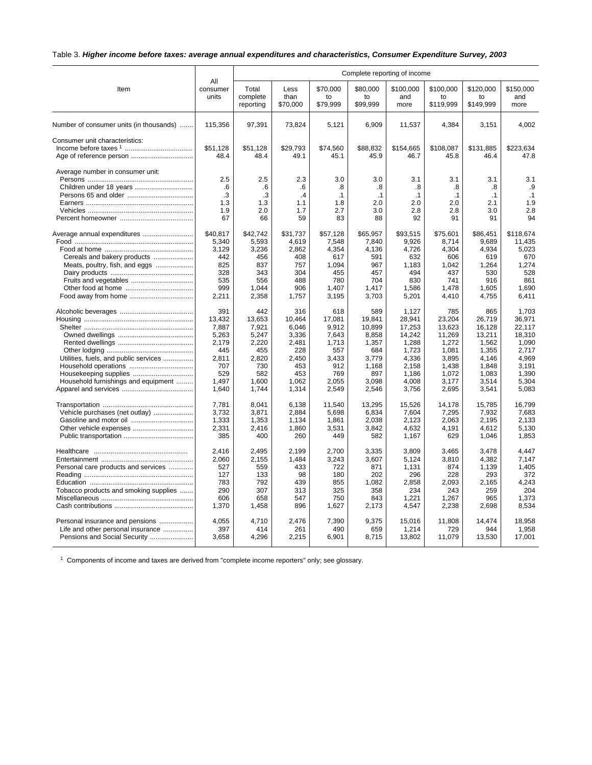Table 3. ***Higher income before taxes: average annual expenditures and characteristics, Consumer Expenditure Survey, 2003***

| Item | All consumer units | Complete reporting of income | | | | | | | |
|---|---|---|---|---|---|---|---|---|---|
| | | Total complete reporting | Less than $70,000 | $70,000 to $79,999 | $80,000 to $99,999 | $100,000 and more | $100,000 to $119,999 | $120,000 to $149,999 | $150,000 and more |
| Number of consumer units (in thousands) | 115,356 | 97,391 | 73,824 | 5,121 | 6,909 | 11,537 | 4,384 | 3,151 | 4,002 |
| Consumer unit characteristics: | | | | | | | | | |
| Income before taxes [1] | $51,128 | $51,128 | $29,793 | $74,560 | $88,832 | $154,665 | $108,087 | $131,885 | $223,634 |
| Age of reference person | 48.4 | 48.4 | 49.1 | 45.1 | 45.9 | 46.7 | 45.8 | 46.4 | 47.8 |
| Average number in consumer unit: | | | | | | | | | |
| Persons | 2.5 | 2.5 | 2.3 | 3.0 | 3.0 | 3.1 | 3.1 | 3.1 | 3.1 |
| Children under 18 years | .6 | .6 | .6 | .8 | .8 | .8 | .8 | .8 | .9 |
| Persons 65 and older | .3 | .3 | .4 | .1 | .1 | .1 | .1 | .1 | .1 |
| Earners | 1.3 | 1.3 | 1.1 | 1.8 | 2.0 | 2.0 | 2.0 | 2.1 | 1.9 |
| Vehicles | 1.9 | 2.0 | 1.7 | 2.7 | 3.0 | 2.8 | 2.8 | 3.0 | 2.8 |
| Percent homeowner | 67 | 66 | 59 | 83 | 88 | 92 | 91 | 91 | 94 |
| Average annual expenditures | $40,817 | $42,742 | $31,737 | $57,128 | $65,957 | $93,515 | $75,601 | $86,451 | $118,674 |
| Food | 5,340 | 5,593 | 4,619 | 7,548 | 7,840 | 9,926 | 8,714 | 9,689 | 11,435 |
| Food at home | 3,129 | 3,236 | 2,862 | 4,354 | 4,136 | 4,726 | 4,304 | 4,934 | 5,023 |
| Cereals and bakery products | 442 | 456 | 408 | 617 | 591 | 632 | 606 | 619 | 670 |
| Meats, poultry, fish, and eggs | 825 | 837 | 757 | 1,094 | 967 | 1,183 | 1,042 | 1,264 | 1,274 |
| Dairy products | 328 | 343 | 304 | 455 | 457 | 494 | 437 | 530 | 528 |
| Fruits and vegetables | 535 | 556 | 488 | 780 | 704 | 830 | 741 | 916 | 861 |
| Other food at home | 999 | 1,044 | 906 | 1,407 | 1,417 | 1,586 | 1,478 | 1,605 | 1,690 |
| Food away from home | 2,211 | 2,358 | 1,757 | 3,195 | 3,703 | 5,201 | 4,410 | 4,755 | 6,411 |
| Alcoholic beverages | 391 | 442 | 316 | 618 | 589 | 1,127 | 785 | 865 | 1,703 |
| Housing | 13,432 | 13,653 | 10,464 | 17,081 | 19,841 | 28,941 | 23,204 | 26,719 | 36,971 |
| Shelter | 7,887 | 7,921 | 6,046 | 9,912 | 10,899 | 17,253 | 13,623 | 16,128 | 22,117 |
| Owned dwellings | 5,263 | 5,247 | 3,336 | 7,643 | 8,858 | 14,242 | 11,269 | 13,211 | 18,310 |
| Rented dwellings | 2,179 | 2,220 | 2,481 | 1,713 | 1,357 | 1,288 | 1,272 | 1,562 | 1,090 |
| Other lodging | 445 | 455 | 228 | 557 | 684 | 1,723 | 1,081 | 1,355 | 2,717 |
| Utilities, fuels, and public services | 2,811 | 2,820 | 2,450 | 3,433 | 3,779 | 4,336 | 3,895 | 4,146 | 4,969 |
| Household operations | 707 | 730 | 453 | 912 | 1,168 | 2,158 | 1,438 | 1,848 | 3,191 |
| Housekeeping supplies | 529 | 582 | 453 | 769 | 897 | 1,186 | 1,072 | 1,083 | 1,390 |
| Household furnishings and equipment | 1,497 | 1,600 | 1,062 | 2,055 | 3,098 | 4,008 | 3,177 | 3,514 | 5,304 |
| Apparel and services | 1,640 | 1,744 | 1,314 | 2,549 | 2,546 | 3,756 | 2,695 | 3,541 | 5,083 |
| Transportation | 7,781 | 8,041 | 6,138 | 11,540 | 13,295 | 15,526 | 14,178 | 15,785 | 16,799 |
| Vehicle purchases (net outlay) | 3,732 | 3,871 | 2,884 | 5,698 | 6,834 | 7,604 | 7,295 | 7,932 | 7,683 |
| Gasoline and motor oil | 1,333 | 1,353 | 1,134 | 1,861 | 2,038 | 2,123 | 2,063 | 2,195 | 2,133 |
| Other vehicle expenses | 2,331 | 2,416 | 1,860 | 3,531 | 3,842 | 4,632 | 4,191 | 4,612 | 5,130 |
| Public transportation | 385 | 400 | 260 | 449 | 582 | 1,167 | 629 | 1,046 | 1,853 |
| Healthcare | 2,416 | 2,495 | 2,199 | 2,700 | 3,335 | 3,809 | 3,465 | 3,478 | 4,447 |
| Entertainment | 2,060 | 2,155 | 1,484 | 3,243 | 3,607 | 5,124 | 3,810 | 4,382 | 7,147 |
| Personal care products and services | 527 | 559 | 433 | 722 | 871 | 1,131 | 874 | 1,139 | 1,405 |
| Reading | 127 | 133 | 98 | 180 | 202 | 296 | 228 | 293 | 372 |
| Education | 783 | 792 | 439 | 855 | 1,082 | 2,858 | 2,093 | 2,165 | 4,243 |
| Tobacco products and smoking supplies | 290 | 307 | 313 | 325 | 358 | 234 | 243 | 259 | 204 |
| Miscellaneous | 606 | 658 | 547 | 750 | 843 | 1,221 | 1,267 | 965 | 1,373 |
| Cash contributions | 1,370 | 1,458 | 896 | 1,627 | 2,173 | 4,547 | 2,238 | 2,698 | 8,534 |
| Personal insurance and pensions | 4,055 | 4,710 | 2,476 | 7,390 | 9,375 | 15,016 | 11,808 | 14,474 | 18,958 |
| Life and other personal insurance | 397 | 414 | 261 | 490 | 659 | 1,214 | 729 | 944 | 1,958 |
| Pensions and Social Security | 3,658 | 4,296 | 2,215 | 6,901 | 8,715 | 13,802 | 11,079 | 13,530 | 17,001 |

[1] Components of income and taxes are derived from "complete income reporters" only; see glossary.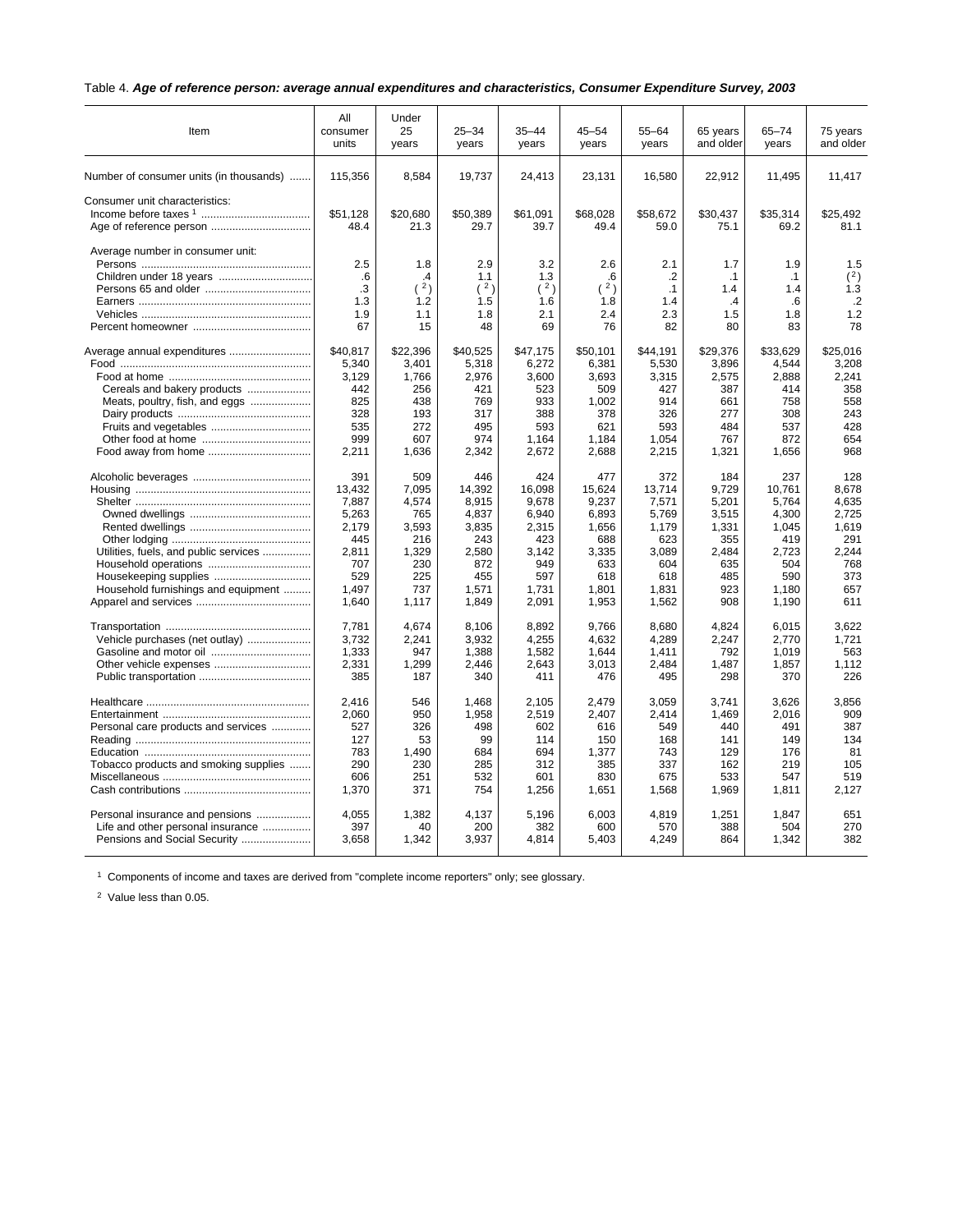Table 4. ***Age of reference person: average annual expenditures and characteristics, Consumer Expenditure Survey, 2003***

| Item | All consumer units | Under 25 years | 25–34 years | 35–44 years | 45–54 years | 55–64 years | 65 years and older | 65–74 years | 75 years and older |
|---|---|---|---|---|---|---|---|---|---|
| Number of consumer units (in thousands) | 115,356 | 8,584 | 19,737 | 24,413 | 23,131 | 16,580 | 22,912 | 11,495 | 11,417 |
| Consumer unit characteristics: | | | | | | | | | |
| Income before taxes [1] | $51,128 | $20,680 | $50,389 | $61,091 | $68,028 | $58,672 | $30,437 | $35,314 | $25,492 |
| Age of reference person | 48.4 | 21.3 | 29.7 | 39.7 | 49.4 | 59.0 | 75.1 | 69.2 | 81.1 |
| Average number in consumer unit: | | | | | | | | | |
| Persons | 2.5 | 1.8 | 2.9 | 3.2 | 2.6 | 2.1 | 1.7 | 1.9 | 1.5 |
| Children under 18 years | .6 | .4 | 1.1 | 1.3 | .6 | .2 | .1 | .1 | ([2]) |
| Persons 65 and older | .3 | ([2]) | ([2]) | ([2]) | ([2]) | .1 | 1.4 | 1.4 | 1.3 |
| Earners | 1.3 | 1.2 | 1.5 | 1.6 | 1.8 | 1.4 | .4 | .6 | .2 |
| Vehicles | 1.9 | 1.1 | 1.8 | 2.1 | 2.4 | 2.3 | 1.5 | 1.8 | 1.2 |
| Percent homeowner | 67 | 15 | 48 | 69 | 76 | 82 | 80 | 83 | 78 |
| Average annual expenditures | $40,817 | $22,396 | $40,525 | $47,175 | $50,101 | $44,191 | $29,376 | $33,629 | $25,016 |
| Food | 5,340 | 3,401 | 5,318 | 6,272 | 6,381 | 5,530 | 3,896 | 4,544 | 3,208 |
| Food at home | 3,129 | 1,766 | 2,976 | 3,600 | 3,693 | 3,315 | 2,575 | 2,888 | 2,241 |
| Cereals and bakery products | 442 | 256 | 421 | 523 | 509 | 427 | 387 | 414 | 358 |
| Meats, poultry, fish, and eggs | 825 | 438 | 769 | 933 | 1,002 | 914 | 661 | 758 | 558 |
| Dairy products | 328 | 193 | 317 | 388 | 378 | 326 | 277 | 308 | 243 |
| Fruits and vegetables | 535 | 272 | 495 | 593 | 621 | 593 | 484 | 537 | 428 |
| Other food at home | 999 | 607 | 974 | 1,164 | 1,184 | 1,054 | 767 | 872 | 654 |
| Food away from home | 2,211 | 1,636 | 2,342 | 2,672 | 2,688 | 2,215 | 1,321 | 1,656 | 968 |
| Alcoholic beverages | 391 | 509 | 446 | 424 | 477 | 372 | 184 | 237 | 128 |
| Housing | 13,432 | 7,095 | 14,392 | 16,098 | 15,624 | 13,714 | 9,729 | 10,761 | 8,678 |
| Shelter | 7,887 | 4,574 | 8,915 | 9,678 | 9,237 | 7,571 | 5,201 | 5,764 | 4,635 |
| Owned dwellings | 5,263 | 765 | 4,837 | 6,940 | 6,893 | 5,769 | 3,515 | 4,300 | 2,725 |
| Rented dwellings | 2,179 | 3,593 | 3,835 | 2,315 | 1,656 | 1,179 | 1,331 | 1,045 | 1,619 |
| Other lodging | 445 | 216 | 243 | 423 | 688 | 623 | 355 | 419 | 291 |
| Utilities, fuels, and public services | 2,811 | 1,329 | 2,580 | 3,142 | 3,335 | 3,089 | 2,484 | 2,723 | 2,244 |
| Household operations | 707 | 230 | 872 | 949 | 633 | 604 | 635 | 504 | 768 |
| Housekeeping supplies | 529 | 225 | 455 | 597 | 618 | 618 | 485 | 590 | 373 |
| Household furnishings and equipment | 1,497 | 737 | 1,571 | 1,731 | 1,801 | 1,831 | 923 | 1,180 | 657 |
| Apparel and services | 1,640 | 1,117 | 1,849 | 2,091 | 1,953 | 1,562 | 908 | 1,190 | 611 |
| Transportation | 7,781 | 4,674 | 8,106 | 8,892 | 9,766 | 8,680 | 4,824 | 6,015 | 3,622 |
| Vehicle purchases (net outlay) | 3,732 | 2,241 | 3,932 | 4,255 | 4,632 | 4,289 | 2,247 | 2,770 | 1,721 |
| Gasoline and motor oil | 1,333 | 947 | 1,388 | 1,582 | 1,644 | 1,411 | 792 | 1,019 | 563 |
| Other vehicle expenses | 2,331 | 1,299 | 2,446 | 2,643 | 3,013 | 2,484 | 1,487 | 1,857 | 1,112 |
| Public transportation | 385 | 187 | 340 | 411 | 476 | 495 | 298 | 370 | 226 |
| Healthcare | 2,416 | 546 | 1,468 | 2,105 | 2,479 | 3,059 | 3,741 | 3,626 | 3,856 |
| Entertainment | 2,060 | 950 | 1,958 | 2,519 | 2,407 | 2,414 | 1,469 | 2,016 | 909 |
| Personal care products and services | 527 | 326 | 498 | 602 | 616 | 549 | 440 | 491 | 387 |
| Reading | 127 | 53 | 99 | 114 | 150 | 168 | 141 | 149 | 134 |
| Education | 783 | 1,490 | 684 | 694 | 1,377 | 743 | 129 | 176 | 81 |
| Tobacco products and smoking supplies | 290 | 230 | 285 | 312 | 385 | 337 | 162 | 219 | 105 |
| Miscellaneous | 606 | 251 | 532 | 601 | 830 | 675 | 533 | 547 | 519 |
| Cash contributions | 1,370 | 371 | 754 | 1,256 | 1,651 | 1,568 | 1,969 | 1,811 | 2,127 |
| Personal insurance and pensions | 4,055 | 1,382 | 4,137 | 5,196 | 6,003 | 4,819 | 1,251 | 1,847 | 651 |
| Life and other personal insurance | 397 | 40 | 200 | 382 | 600 | 570 | 388 | 504 | 270 |
| Pensions and Social Security | 3,658 | 1,342 | 3,937 | 4,814 | 5,403 | 4,249 | 864 | 1,342 | 382 |

[1] Components of income and taxes are derived from "complete income reporters" only; see glossary.

[2] Value less than 0.05.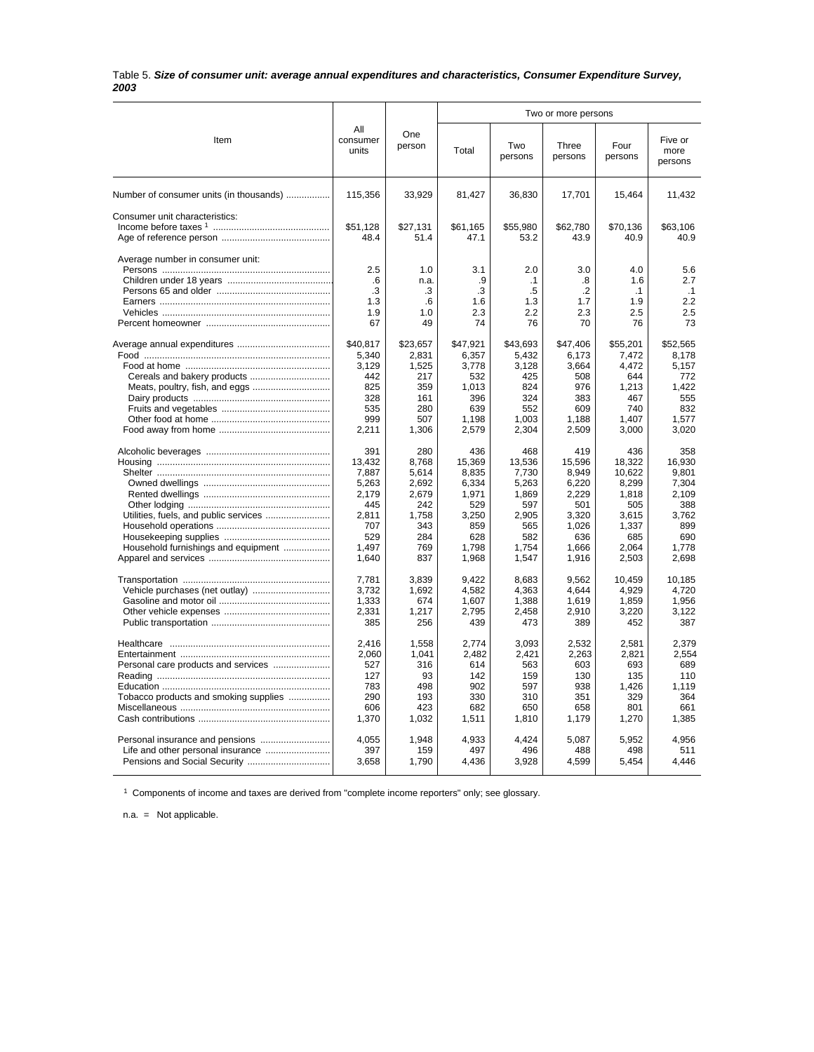Table 5. ***Size of consumer unit: average annual expenditures and characteristics, Consumer Expenditure Survey, 2003***

| Item | All consumer units | One person | Two or more persons | | | | |
|---|---|---|---|---|---|---|---|
| | | | Total | Two persons | Three persons | Four persons | Five or more persons |
| Number of consumer units (in thousands) | 115,356 | 33,929 | 81,427 | 36,830 | 17,701 | 15,464 | 11,432 |
| Consumer unit characteristics: | | | | | | | |
| Income before taxes [1] | $51,128 | $27,131 | $61,165 | $55,980 | $62,780 | $70,136 | $63,106 |
| Age of reference person | 48.4 | 51.4 | 47.1 | 53.2 | 43.9 | 40.9 | 40.9 |
| Average number in consumer unit: | | | | | | | |
| Persons | 2.5 | 1.0 | 3.1 | 2.0 | 3.0 | 4.0 | 5.6 |
| Children under 18 years | .6 | n.a. | .9 | .1 | .8 | 1.6 | 2.7 |
| Persons 65 and older | .3 | .3 | .3 | .5 | .2 | .1 | .1 |
| Earners | 1.3 | .6 | 1.6 | 1.3 | 1.7 | 1.9 | 2.2 |
| Vehicles | 1.9 | 1.0 | 2.3 | 2.2 | 2.3 | 2.5 | 2.5 |
| Percent homeowner | 67 | 49 | 74 | 76 | 70 | 76 | 73 |
| Average annual expenditures | $40,817 | $23,657 | $47,921 | $43,693 | $47,406 | $55,201 | $52,565 |
| Food | 5,340 | 2,831 | 6,357 | 5,432 | 6,173 | 7,472 | 8,178 |
| Food at home | 3,129 | 1,525 | 3,778 | 3,128 | 3,664 | 4,472 | 5,157 |
| Cereals and bakery products | 442 | 217 | 532 | 425 | 508 | 644 | 772 |
| Meats, poultry, fish, and eggs | 825 | 359 | 1,013 | 824 | 976 | 1,213 | 1,422 |
| Dairy products | 328 | 161 | 396 | 324 | 383 | 467 | 555 |
| Fruits and vegetables | 535 | 280 | 639 | 552 | 609 | 740 | 832 |
| Other food at home | 999 | 507 | 1,198 | 1,003 | 1,188 | 1,407 | 1,577 |
| Food away from home | 2,211 | 1,306 | 2,579 | 2,304 | 2,509 | 3,000 | 3,020 |
| Alcoholic beverages | 391 | 280 | 436 | 468 | 419 | 436 | 358 |
| Housing | 13,432 | 8,768 | 15,369 | 13,536 | 15,596 | 18,322 | 16,930 |
| Shelter | 7,887 | 5,614 | 8,835 | 7,730 | 8,949 | 10,622 | 9,801 |
| Owned dwellings | 5,263 | 2,692 | 6,334 | 5,263 | 6,220 | 8,299 | 7,304 |
| Rented dwellings | 2,179 | 2,679 | 1,971 | 1,869 | 2,229 | 1,818 | 2,109 |
| Other lodging | 445 | 242 | 529 | 597 | 501 | 505 | 388 |
| Utilities, fuels, and public services | 2,811 | 1,758 | 3,250 | 2,905 | 3,320 | 3,615 | 3,762 |
| Household operations | 707 | 343 | 859 | 565 | 1,026 | 1,337 | 899 |
| Housekeeping supplies | 529 | 284 | 628 | 582 | 636 | 685 | 690 |
| Household furnishings and equipment | 1,497 | 769 | 1,798 | 1,754 | 1,666 | 2,064 | 1,778 |
| Apparel and services | 1,640 | 837 | 1,968 | 1,547 | 1,916 | 2,503 | 2,698 |
| Transportation | 7,781 | 3,839 | 9,422 | 8,683 | 9,562 | 10,459 | 10,185 |
| Vehicle purchases (net outlay) | 3,732 | 1,692 | 4,582 | 4,363 | 4,644 | 4,929 | 4,720 |
| Gasoline and motor oil | 1,333 | 674 | 1,607 | 1,388 | 1,619 | 1,859 | 1,956 |
| Other vehicle expenses | 2,331 | 1,217 | 2,795 | 2,458 | 2,910 | 3,220 | 3,122 |
| Public transportation | 385 | 256 | 439 | 473 | 389 | 452 | 387 |
| Healthcare | 2,416 | 1,558 | 2,774 | 3,093 | 2,532 | 2,581 | 2,379 |
| Entertainment | 2,060 | 1,041 | 2,482 | 2,421 | 2,263 | 2,821 | 2,554 |
| Personal care products and services | 527 | 316 | 614 | 563 | 603 | 693 | 689 |
| Reading | 127 | 93 | 142 | 159 | 130 | 135 | 110 |
| Education | 783 | 498 | 902 | 597 | 938 | 1,426 | 1,119 |
| Tobacco products and smoking supplies | 290 | 193 | 330 | 310 | 351 | 329 | 364 |
| Miscellaneous | 606 | 423 | 682 | 650 | 658 | 801 | 661 |
| Cash contributions | 1,370 | 1,032 | 1,511 | 1,810 | 1,179 | 1,270 | 1,385 |
| Personal insurance and pensions | 4,055 | 1,948 | 4,933 | 4,424 | 5,087 | 5,952 | 4,956 |
| Life and other personal insurance | 397 | 159 | 497 | 496 | 488 | 498 | 511 |
| Pensions and Social Security | 3,658 | 1,790 | 4,436 | 3,928 | 4,599 | 5,454 | 4,446 |

[1] Components of income and taxes are derived from "complete income reporters" only; see glossary.

n.a. = Not applicable.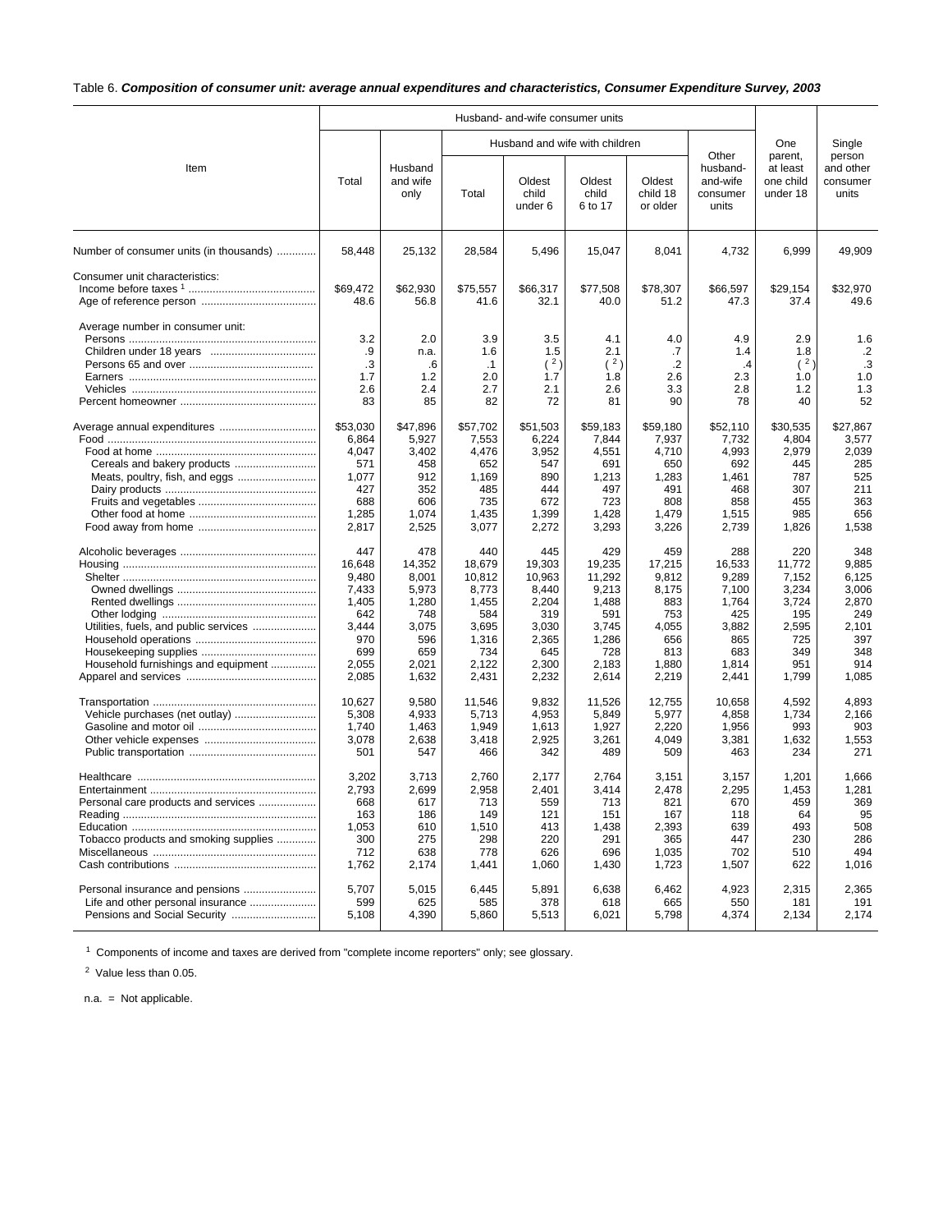Table 6. ***Composition of consumer unit: average annual expenditures and characteristics, Consumer Expenditure Survey, 2003***

| Item | Husband- and-wife consumer units | | | | | | | One parent, at least one child under 18 | Single person and other consumer units |
|---|---|---|---|---|---|---|---|---|---|
| | Total | Husband and wife only | Husband and wife with children | | | | Other husband-and-wife consumer units | | |
| | | | Total | Oldest child under 6 | Oldest child 6 to 17 | Oldest child 18 or older | | | |
| Number of consumer units (in thousands) | 58,448 | 25,132 | 28,584 | 5,496 | 15,047 | 8,041 | 4,732 | 6,999 | 49,909 |
| Consumer unit characteristics: | | | | | | | | | |
| Income before taxes [1] | $69,472 | $62,930 | $75,557 | $66,317 | $77,508 | $78,307 | $66,597 | $29,154 | $32,970 |
| Age of reference person | 48.6 | 56.8 | 41.6 | 32.1 | 40.0 | 51.2 | 47.3 | 37.4 | 49.6 |
| Average number in consumer unit: | | | | | | | | | |
| Persons | 3.2 | 2.0 | 3.9 | 3.5 | 4.1 | 4.0 | 4.9 | 2.9 | 1.6 |
| Children under 18 years | .9 | n.a. | 1.6 | 1.5 | 2.1 | .7 | 1.4 | 1.8 | .2 |
| Persons 65 and over | .3 | .6 | .1 | ( [2] ) | ( [2] ) | .2 | .4 | ( [2] ) | .3 |
| Earners | 1.7 | 1.2 | 2.0 | 1.7 | 1.8 | 2.6 | 2.3 | 1.0 | 1.0 |
| Vehicles | 2.6 | 2.4 | 2.7 | 2.1 | 2.6 | 3.3 | 2.8 | 1.2 | 1.3 |
| Percent homeowner | 83 | 85 | 82 | 72 | 81 | 90 | 78 | 40 | 52 |
| Average annual expenditures | $53,030 | $47,896 | $57,702 | $51,503 | $59,183 | $59,180 | $52,110 | $30,535 | $27,867 |
| Food | 6,864 | 5,927 | 7,553 | 6,224 | 7,844 | 7,937 | 7,732 | 4,804 | 3,577 |
| Food at home | 4,047 | 3,402 | 4,476 | 3,952 | 4,551 | 4,710 | 4,993 | 2,979 | 2,039 |
| Cereals and bakery products | 571 | 458 | 652 | 547 | 691 | 650 | 692 | 445 | 285 |
| Meats, poultry, fish, and eggs | 1,077 | 912 | 1,169 | 890 | 1,213 | 1,283 | 1,461 | 787 | 525 |
| Dairy products | 427 | 352 | 485 | 444 | 497 | 491 | 468 | 307 | 211 |
| Fruits and vegetables | 688 | 606 | 735 | 672 | 723 | 808 | 858 | 455 | 363 |
| Other food at home | 1,285 | 1,074 | 1,435 | 1,399 | 1,428 | 1,479 | 1,515 | 985 | 656 |
| Food away from home | 2,817 | 2,525 | 3,077 | 2,272 | 3,293 | 3,226 | 2,739 | 1,826 | 1,538 |
| Alcoholic beverages | 447 | 478 | 440 | 445 | 429 | 459 | 288 | 220 | 348 |
| Housing | 16,648 | 14,352 | 18,679 | 19,303 | 19,235 | 17,215 | 16,533 | 11,772 | 9,885 |
| Shelter | 9,480 | 8,001 | 10,812 | 10,963 | 11,292 | 9,812 | 9,289 | 7,152 | 6,125 |
| Owned dwellings | 7,433 | 5,973 | 8,773 | 8,440 | 9,213 | 8,175 | 7,100 | 3,234 | 3,006 |
| Rented dwellings | 1,405 | 1,280 | 1,455 | 2,204 | 1,488 | 883 | 1,764 | 3,724 | 2,870 |
| Other lodging | 642 | 748 | 584 | 319 | 591 | 753 | 425 | 195 | 249 |
| Utilities, fuels, and public services | 3,444 | 3,075 | 3,695 | 3,030 | 3,745 | 4,055 | 3,882 | 2,595 | 2,101 |
| Household operations | 970 | 596 | 1,316 | 2,365 | 1,286 | 656 | 865 | 725 | 397 |
| Housekeeping supplies | 699 | 659 | 734 | 645 | 728 | 813 | 683 | 349 | 348 |
| Household furnishings and equipment | 2,055 | 2,021 | 2,122 | 2,300 | 2,183 | 1,880 | 1,814 | 951 | 914 |
| Apparel and services | 2,085 | 1,632 | 2,431 | 2,232 | 2,614 | 2,219 | 2,441 | 1,799 | 1,085 |
| Transportation | 10,627 | 9,580 | 11,546 | 9,832 | 11,526 | 12,755 | 10,658 | 4,592 | 4,893 |
| Vehicle purchases (net outlay) | 5,308 | 4,933 | 5,713 | 4,953 | 5,849 | 5,977 | 4,858 | 1,734 | 2,166 |
| Gasoline and motor oil | 1,740 | 1,463 | 1,949 | 1,613 | 1,927 | 2,220 | 1,956 | 993 | 903 |
| Other vehicle expenses | 3,078 | 2,638 | 3,418 | 2,925 | 3,261 | 4,049 | 3,381 | 1,632 | 1,553 |
| Public transportation | 501 | 547 | 466 | 342 | 489 | 509 | 463 | 234 | 271 |
| Healthcare | 3,202 | 3,713 | 2,760 | 2,177 | 2,764 | 3,151 | 3,157 | 1,201 | 1,666 |
| Entertainment | 2,793 | 2,699 | 2,958 | 2,401 | 3,414 | 2,478 | 2,295 | 1,453 | 1,281 |
| Personal care products and services | 668 | 617 | 713 | 559 | 713 | 821 | 670 | 459 | 369 |
| Reading | 163 | 186 | 149 | 121 | 151 | 167 | 118 | 64 | 95 |
| Education | 1,053 | 610 | 1,510 | 413 | 1,438 | 2,393 | 639 | 493 | 508 |
| Tobacco products and smoking supplies | 300 | 275 | 298 | 220 | 291 | 365 | 447 | 230 | 286 |
| Miscellaneous | 712 | 638 | 778 | 626 | 696 | 1,035 | 702 | 510 | 494 |
| Cash contributions | 1,762 | 2,174 | 1,441 | 1,060 | 1,430 | 1,723 | 1,507 | 622 | 1,016 |
| Personal insurance and pensions | 5,707 | 5,015 | 6,445 | 5,891 | 6,638 | 6,462 | 4,923 | 2,315 | 2,365 |
| Life and other personal insurance | 599 | 625 | 585 | 378 | 618 | 665 | 550 | 181 | 191 |
| Pensions and Social Security | 5,108 | 4,390 | 5,860 | 5,513 | 6,021 | 5,798 | 4,374 | 2,134 | 2,174 |

[1] Components of income and taxes are derived from "complete income reporters" only; see glossary.

[2] Value less than 0.05.

n.a. = Not applicable.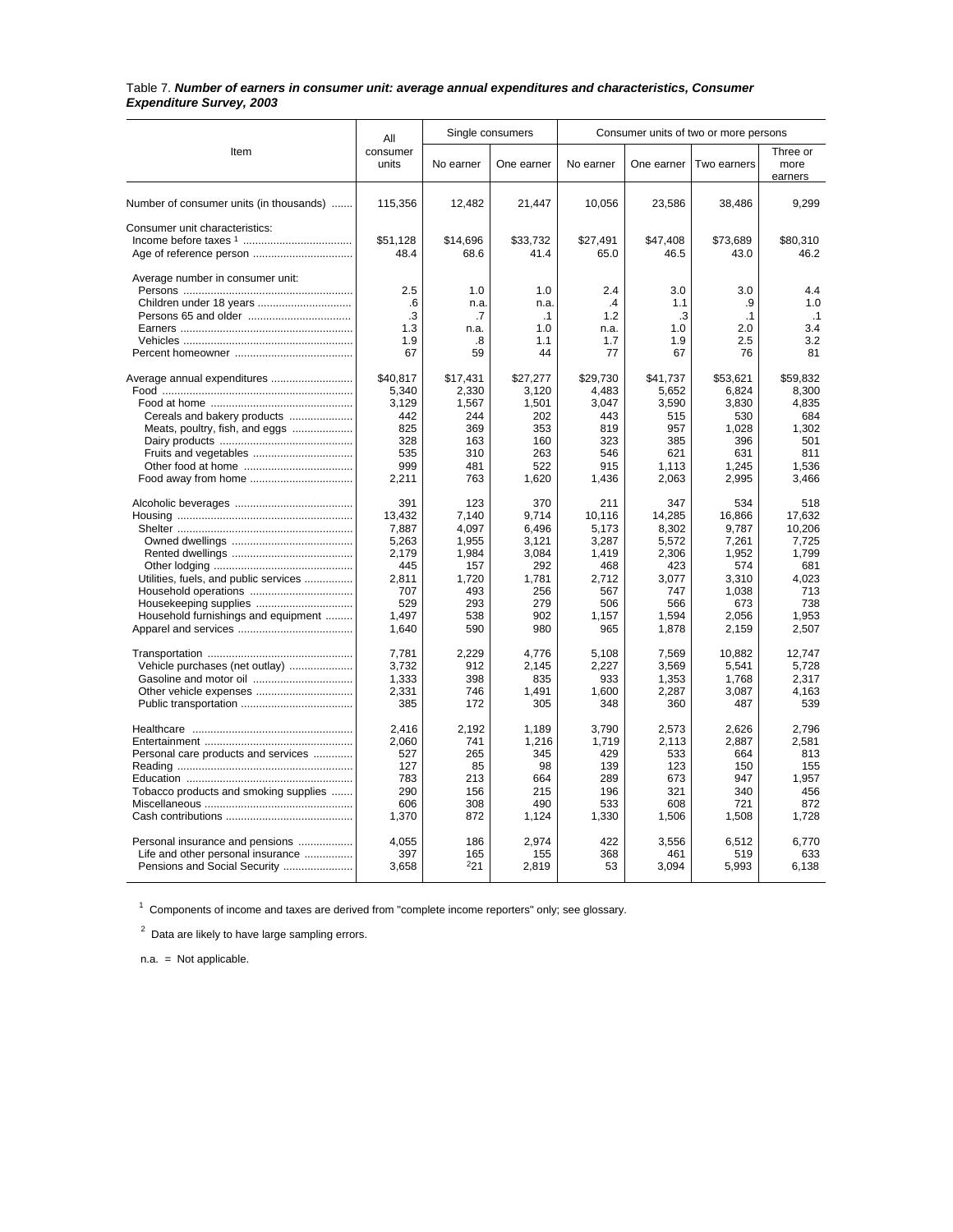Table 7. ***Number of earners in consumer unit: average annual expenditures and characteristics, Consumer Expenditure Survey, 2003***

| Item | All consumer units | Single consumers | | Consumer units of two or more persons | | | |
|---|---|---|---|---|---|---|---|
| | | No earner | One earner | No earner | One earner | Two earners | Three or more earners |
| Number of consumer units (in thousands) | 115,356 | 12,482 | 21,447 | 10,056 | 23,586 | 38,486 | 9,299 |
| Consumer unit characteristics: | | | | | | | |
| Income before taxes [1] | $51,128 | $14,696 | $33,732 | $27,491 | $47,408 | $73,689 | $80,310 |
| Age of reference person | 48.4 | 68.6 | 41.4 | 65.0 | 46.5 | 43.0 | 46.2 |
| Average number in consumer unit: | | | | | | | |
| Persons | 2.5 | 1.0 | 1.0 | 2.4 | 3.0 | 3.0 | 4.4 |
| Children under 18 years | .6 | n.a. | n.a. | .4 | 1.1 | .9 | 1.0 |
| Persons 65 and older | .3 | .7 | .1 | 1.2 | .3 | .1 | .1 |
| Earners | 1.3 | n.a. | 1.0 | n.a. | 1.0 | 2.0 | 3.4 |
| Vehicles | 1.9 | .8 | 1.1 | 1.7 | 1.9 | 2.5 | 3.2 |
| Percent homeowner | 67 | 59 | 44 | 77 | 67 | 76 | 81 |
| Average annual expenditures | $40,817 | $17,431 | $27,277 | $29,730 | $41,737 | $53,621 | $59,832 |
| Food | 5,340 | 2,330 | 3,120 | 4,483 | 5,652 | 6,824 | 8,300 |
| Food at home | 3,129 | 1,567 | 1,501 | 3,047 | 3,590 | 3,830 | 4,835 |
| Cereals and bakery products | 442 | 244 | 202 | 443 | 515 | 530 | 684 |
| Meats, poultry, fish, and eggs | 825 | 369 | 353 | 819 | 957 | 1,028 | 1,302 |
| Dairy products | 328 | 163 | 160 | 323 | 385 | 396 | 501 |
| Fruits and vegetables | 535 | 310 | 263 | 546 | 621 | 631 | 811 |
| Other food at home | 999 | 481 | 522 | 915 | 1,113 | 1,245 | 1,536 |
| Food away from home | 2,211 | 763 | 1,620 | 1,436 | 2,063 | 2,995 | 3,466 |
| Alcoholic beverages | 391 | 123 | 370 | 211 | 347 | 534 | 518 |
| Housing | 13,432 | 7,140 | 9,714 | 10,116 | 14,285 | 16,866 | 17,632 |
| Shelter | 7,887 | 4,097 | 6,496 | 5,173 | 8,302 | 9,787 | 10,206 |
| Owned dwellings | 5,263 | 1,955 | 3,121 | 3,287 | 5,572 | 7,261 | 7,725 |
| Rented dwellings | 2,179 | 1,984 | 3,084 | 1,419 | 2,306 | 1,952 | 1,799 |
| Other lodging | 445 | 157 | 292 | 468 | 423 | 574 | 681 |
| Utilities, fuels, and public services | 2,811 | 1,720 | 1,781 | 2,712 | 3,077 | 3,310 | 4,023 |
| Household operations | 707 | 493 | 256 | 567 | 747 | 1,038 | 713 |
| Housekeeping supplies | 529 | 293 | 279 | 506 | 566 | 673 | 738 |
| Household furnishings and equipment | 1,497 | 538 | 902 | 1,157 | 1,594 | 2,056 | 1,953 |
| Apparel and services | 1,640 | 590 | 980 | 965 | 1,878 | 2,159 | 2,507 |
| Transportation | 7,781 | 2,229 | 4,776 | 5,108 | 7,569 | 10,882 | 12,747 |
| Vehicle purchases (net outlay) | 3,732 | 912 | 2,145 | 2,227 | 3,569 | 5,541 | 5,728 |
| Gasoline and motor oil | 1,333 | 398 | 835 | 933 | 1,353 | 1,768 | 2,317 |
| Other vehicle expenses | 2,331 | 746 | 1,491 | 1,600 | 2,287 | 3,087 | 4,163 |
| Public transportation | 385 | 172 | 305 | 348 | 360 | 487 | 539 |
| Healthcare | 2,416 | 2,192 | 1,189 | 3,790 | 2,573 | 2,626 | 2,796 |
| Entertainment | 2,060 | 741 | 1,216 | 1,719 | 2,113 | 2,887 | 2,581 |
| Personal care products and services | 527 | 265 | 345 | 429 | 533 | 664 | 813 |
| Reading | 127 | 85 | 98 | 139 | 123 | 150 | 155 |
| Education | 783 | 213 | 664 | 289 | 673 | 947 | 1,957 |
| Tobacco products and smoking supplies | 290 | 156 | 215 | 196 | 321 | 340 | 456 |
| Miscellaneous | 606 | 308 | 490 | 533 | 608 | 721 | 872 |
| Cash contributions | 1,370 | 872 | 1,124 | 1,330 | 1,506 | 1,508 | 1,728 |
| Personal insurance and pensions | 4,055 | 186 | 2,974 | 422 | 3,556 | 6,512 | 6,770 |
| Life and other personal insurance | 397 | 165 | 155 | 368 | 461 | 519 | 633 |
| Pensions and Social Security | 3,658 | [2]21 | 2,819 | 53 | 3,094 | 5,993 | 6,138 |

[1] Components of income and taxes are derived from "complete income reporters" only; see glossary.

[2] Data are likely to have large sampling errors.

n.a. = Not applicable.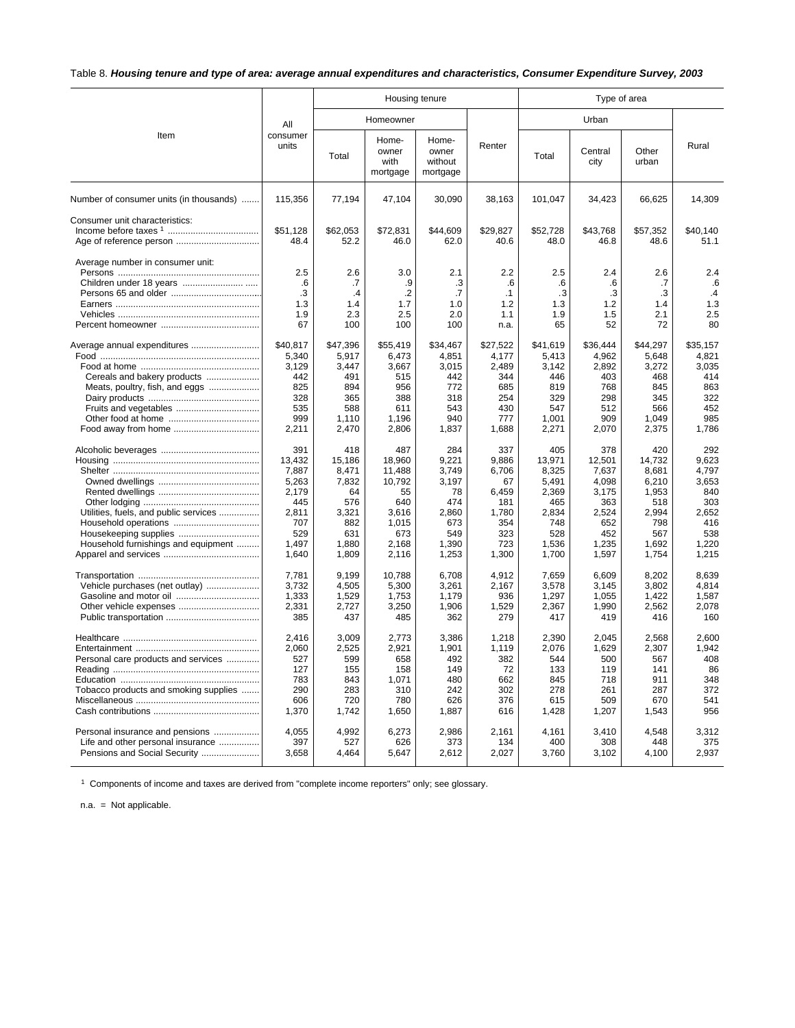Table 8. ***Housing tenure and type of area: average annual expenditures and characteristics, Consumer Expenditure Survey, 2003***

| Item | All consumer units | Housing tenure | | | | Type of area | | | |
|---|---|---|---|---|---|---|---|---|---|
| | | Homeowner | | | Renter | Urban | | | Rural |
| | | Total | Home-owner with mortgage | Home-owner without mortgage | | Total | Central city | Other urban | |
| Number of consumer units (in thousands) | 115,356 | 77,194 | 47,104 | 30,090 | 38,163 | 101,047 | 34,423 | 66,625 | 14,309 |
| Consumer unit characteristics: | | | | | | | | | |
| Income before taxes [1] | $51,128 | $62,053 | $72,831 | $44,609 | $29,827 | $52,728 | $43,768 | $57,352 | $40,140 |
| Age of reference person | 48.4 | 52.2 | 46.0 | 62.0 | 40.6 | 48.0 | 46.8 | 48.6 | 51.1 |
| Average number in consumer unit: | | | | | | | | | |
| Persons | 2.5 | 2.6 | 3.0 | 2.1 | 2.2 | 2.5 | 2.4 | 2.6 | 2.4 |
| Children under 18 years | .6 | .7 | .9 | .3 | .6 | .6 | .6 | .7 | .6 |
| Persons 65 and older | .3 | .4 | .2 | .7 | .1 | .3 | .3 | .3 | .4 |
| Earners | 1.3 | 1.4 | 1.7 | 1.0 | 1.2 | 1.3 | 1.2 | 1.4 | 1.3 |
| Vehicles | 1.9 | 2.3 | 2.5 | 2.0 | 1.1 | 1.9 | 1.5 | 2.1 | 2.5 |
| Percent homeowner | 67 | 100 | 100 | 100 | n.a. | 65 | 52 | 72 | 80 |
| Average annual expenditures | $40,817 | $47,396 | $55,419 | $34,467 | $27,522 | $41,619 | $36,444 | $44,297 | $35,157 |
| Food | 5,340 | 5,917 | 6,473 | 4,851 | 4,177 | 5,413 | 4,962 | 5,648 | 4,821 |
| Food at home | 3,129 | 3,447 | 3,667 | 3,015 | 2,489 | 3,142 | 2,892 | 3,272 | 3,035 |
| Cereals and bakery products | 442 | 491 | 515 | 442 | 344 | 446 | 403 | 468 | 414 |
| Meats, poultry, fish, and eggs | 825 | 894 | 956 | 772 | 685 | 819 | 768 | 845 | 863 |
| Dairy products | 328 | 365 | 388 | 318 | 254 | 329 | 298 | 345 | 322 |
| Fruits and vegetables | 535 | 588 | 611 | 543 | 430 | 547 | 512 | 566 | 452 |
| Other food at home | 999 | 1,110 | 1,196 | 940 | 777 | 1,001 | 909 | 1,049 | 985 |
| Food away from home | 2,211 | 2,470 | 2,806 | 1,837 | 1,688 | 2,271 | 2,070 | 2,375 | 1,786 |
| Alcoholic beverages | 391 | 418 | 487 | 284 | 337 | 405 | 378 | 420 | 292 |
| Housing | 13,432 | 15,186 | 18,960 | 9,221 | 9,886 | 13,971 | 12,501 | 14,732 | 9,623 |
| Shelter | 7,887 | 8,471 | 11,488 | 3,749 | 6,706 | 8,325 | 7,637 | 8,681 | 4,797 |
| Owned dwellings | 5,263 | 7,832 | 10,792 | 3,197 | 67 | 5,491 | 4,098 | 6,210 | 3,653 |
| Rented dwellings | 2,179 | 64 | 55 | 78 | 6,459 | 2,369 | 3,175 | 1,953 | 840 |
| Other lodging | 445 | 576 | 640 | 474 | 181 | 465 | 363 | 518 | 303 |
| Utilities, fuels, and public services | 2,811 | 3,321 | 3,616 | 2,860 | 1,780 | 2,834 | 2,524 | 2,994 | 2,652 |
| Household operations | 707 | 882 | 1,015 | 673 | 354 | 748 | 652 | 798 | 416 |
| Housekeeping supplies | 529 | 631 | 673 | 549 | 323 | 528 | 452 | 567 | 538 |
| Household furnishings and equipment | 1,497 | 1,880 | 2,168 | 1,390 | 723 | 1,536 | 1,235 | 1,692 | 1,220 |
| Apparel and services | 1,640 | 1,809 | 2,116 | 1,253 | 1,300 | 1,700 | 1,597 | 1,754 | 1,215 |
| Transportation | 7,781 | 9,199 | 10,788 | 6,708 | 4,912 | 7,659 | 6,609 | 8,202 | 8,639 |
| Vehicle purchases (net outlay) | 3,732 | 4,505 | 5,300 | 3,261 | 2,167 | 3,578 | 3,145 | 3,802 | 4,814 |
| Gasoline and motor oil | 1,333 | 1,529 | 1,753 | 1,179 | 936 | 1,297 | 1,055 | 1,422 | 1,587 |
| Other vehicle expenses | 2,331 | 2,727 | 3,250 | 1,906 | 1,529 | 2,367 | 1,990 | 2,562 | 2,078 |
| Public transportation | 385 | 437 | 485 | 362 | 279 | 417 | 419 | 416 | 160 |
| Healthcare | 2,416 | 3,009 | 2,773 | 3,386 | 1,218 | 2,390 | 2,045 | 2,568 | 2,600 |
| Entertainment | 2,060 | 2,525 | 2,921 | 1,901 | 1,119 | 2,076 | 1,629 | 2,307 | 1,942 |
| Personal care products and services | 527 | 599 | 658 | 492 | 382 | 544 | 500 | 567 | 408 |
| Reading | 127 | 155 | 158 | 149 | 72 | 133 | 119 | 141 | 86 |
| Education | 783 | 843 | 1,071 | 480 | 662 | 845 | 718 | 911 | 348 |
| Tobacco products and smoking supplies | 290 | 283 | 310 | 242 | 302 | 278 | 261 | 287 | 372 |
| Miscellaneous | 606 | 720 | 780 | 626 | 376 | 615 | 509 | 670 | 541 |
| Cash contributions | 1,370 | 1,742 | 1,650 | 1,887 | 616 | 1,428 | 1,207 | 1,543 | 956 |
| Personal insurance and pensions | 4,055 | 4,992 | 6,273 | 2,986 | 2,161 | 4,161 | 3,410 | 4,548 | 3,312 |
| Life and other personal insurance | 397 | 527 | 626 | 373 | 134 | 400 | 308 | 448 | 375 |
| Pensions and Social Security | 3,658 | 4,464 | 5,647 | 2,612 | 2,027 | 3,760 | 3,102 | 4,100 | 2,937 |

[1] Components of income and taxes are derived from "complete income reporters" only; see glossary.

n.a. = Not applicable.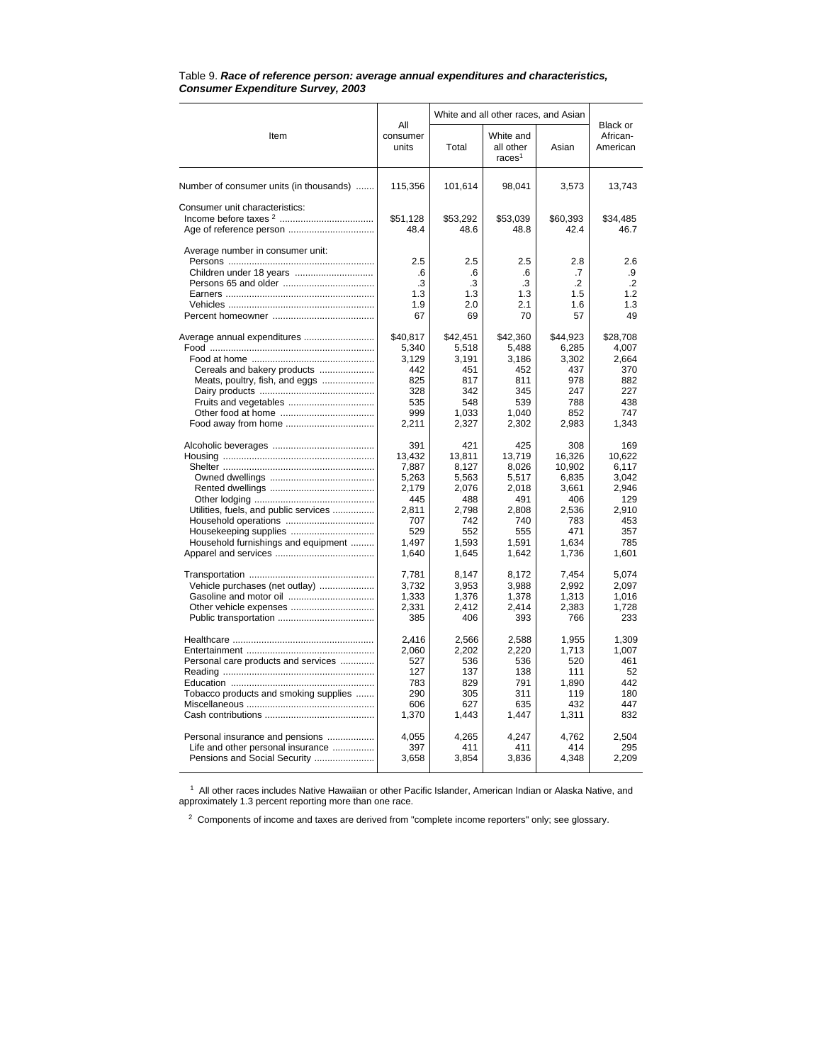Table 9. ***Race of reference person: average annual expenditures and characteristics, Consumer Expenditure Survey, 2003***

| Item | All consumer units | White and all other races, and Asian | | | Black or African-American |
|---|---|---|---|---|---|
| | | Total | White and all other races[1] | Asian | |
| Number of consumer units (in thousands) | 115,356 | 101,614 | 98,041 | 3,573 | 13,743 |
| Consumer unit characteristics: | | | | | |
| Income before taxes [2] | $51,128 | $53,292 | $53,039 | $60,393 | $34,485 |
| Age of reference person | 48.4 | 48.6 | 48.8 | 42.4 | 46.7 |
| Average number in consumer unit: | | | | | |
| Persons | 2.5 | 2.5 | 2.5 | 2.8 | 2.6 |
| Children under 18 years | .6 | .6 | .6 | .7 | .9 |
| Persons 65 and older | .3 | .3 | .3 | .2 | .2 |
| Earners | 1.3 | 1.3 | 1.3 | 1.5 | 1.2 |
| Vehicles | 1.9 | 2.0 | 2.1 | 1.6 | 1.3 |
| Percent homeowner | 67 | 69 | 70 | 57 | 49 |
| Average annual expenditures | $40,817 | $42,451 | $42,360 | $44,923 | $28,708 |
| Food | 5,340 | 5,518 | 5,488 | 6,285 | 4,007 |
| Food at home | 3,129 | 3,191 | 3,186 | 3,302 | 2,664 |
| Cereals and bakery products | 442 | 451 | 452 | 437 | 370 |
| Meats, poultry, fish, and eggs | 825 | 817 | 811 | 978 | 882 |
| Dairy products | 328 | 342 | 345 | 247 | 227 |
| Fruits and vegetables | 535 | 548 | 539 | 788 | 438 |
| Other food at home | 999 | 1,033 | 1,040 | 852 | 747 |
| Food away from home | 2,211 | 2,327 | 2,302 | 2,983 | 1,343 |
| Alcoholic beverages | 391 | 421 | 425 | 308 | 169 |
| Housing | 13,432 | 13,811 | 13,719 | 16,326 | 10,622 |
| Shelter | 7,887 | 8,127 | 8,026 | 10,902 | 6,117 |
| Owned dwellings | 5,263 | 5,563 | 5,517 | 6,835 | 3,042 |
| Rented dwellings | 2,179 | 2,076 | 2,018 | 3,661 | 2,946 |
| Other lodging | 445 | 488 | 491 | 406 | 129 |
| Utilities, fuels, and public services | 2,811 | 2,798 | 2,808 | 2,536 | 2,910 |
| Household operations | 707 | 742 | 740 | 783 | 453 |
| Housekeeping supplies | 529 | 552 | 555 | 471 | 357 |
| Household furnishings and equipment | 1,497 | 1,593 | 1,591 | 1,634 | 785 |
| Apparel and services | 1,640 | 1,645 | 1,642 | 1,736 | 1,601 |
| Transportation | 7,781 | 8,147 | 8,172 | 7,454 | 5,074 |
| Vehicle purchases (net outlay) | 3,732 | 3,953 | 3,988 | 2,992 | 2,097 |
| Gasoline and motor oil | 1,333 | 1,376 | 1,378 | 1,313 | 1,016 |
| Other vehicle expenses | 2,331 | 2,412 | 2,414 | 2,383 | 1,728 |
| Public transportation | 385 | 406 | 393 | 766 | 233 |
| Healthcare | 2,416 | 2,566 | 2,588 | 1,955 | 1,309 |
| Entertainment | 2,060 | 2,202 | 2,220 | 1,713 | 1,007 |
| Personal care products and services | 527 | 536 | 536 | 520 | 461 |
| Reading | 127 | 137 | 138 | 111 | 52 |
| Education | 783 | 829 | 791 | 1,890 | 442 |
| Tobacco products and smoking supplies | 290 | 305 | 311 | 119 | 180 |
| Miscellaneous | 606 | 627 | 635 | 432 | 447 |
| Cash contributions | 1,370 | 1,443 | 1,447 | 1,311 | 832 |
| Personal insurance and pensions | 4,055 | 4,265 | 4,247 | 4,762 | 2,504 |
| Life and other personal insurance | 397 | 411 | 411 | 414 | 295 |
| Pensions and Social Security | 3,658 | 3,854 | 3,836 | 4,348 | 2,209 |

[1] All other races includes Native Hawaiian or other Pacific Islander, American Indian or Alaska Native, and approximately 1.3 percent reporting more than one race.

[2] Components of income and taxes are derived from "complete income reporters" only; see glossary.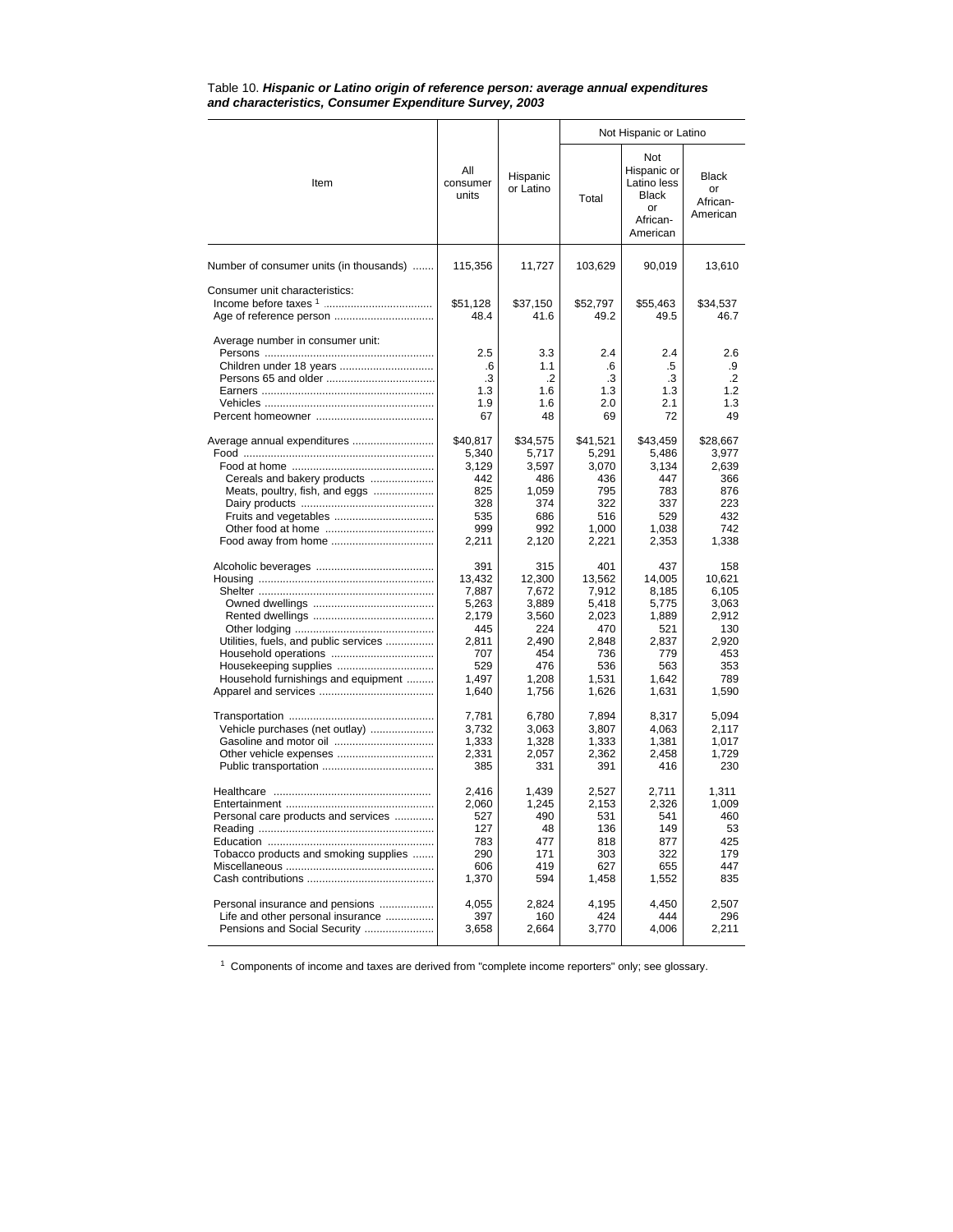Table 10. ***Hispanic or Latino origin of reference person: average annual expenditures and characteristics, Consumer Expenditure Survey, 2003***

| Item | All consumer units | Hispanic or Latino | Not Hispanic or Latino | | |
|---|---|---|---|---|---|
| | | | Total | Not Hispanic or Latino less Black or African-American | Black or African-American |
| Number of consumer units (in thousands) | 115,356 | 11,727 | 103,629 | 90,019 | 13,610 |
| Consumer unit characteristics: | | | | | |
| Income before taxes [1] | $51,128 | $37,150 | $52,797 | $55,463 | $34,537 |
| Age of reference person | 48.4 | 41.6 | 49.2 | 49.5 | 46.7 |
| Average number in consumer unit: | | | | | |
| Persons | 2.5 | 3.3 | 2.4 | 2.4 | 2.6 |
| Children under 18 years | .6 | 1.1 | .6 | .5 | .9 |
| Persons 65 and older | .3 | .2 | .3 | .3 | .2 |
| Earners | 1.3 | 1.6 | 1.3 | 1.3 | 1.2 |
| Vehicles | 1.9 | 1.6 | 2.0 | 2.1 | 1.3 |
| Percent homeowner | 67 | 48 | 69 | 72 | 49 |
| Average annual expenditures | $40,817 | $34,575 | $41,521 | $43,459 | $28,667 |
| Food | 5,340 | 5,717 | 5,291 | 5,486 | 3,977 |
| Food at home | 3,129 | 3,597 | 3,070 | 3,134 | 2,639 |
| Cereals and bakery products | 442 | 486 | 436 | 447 | 366 |
| Meats, poultry, fish, and eggs | 825 | 1,059 | 795 | 783 | 876 |
| Dairy products | 328 | 374 | 322 | 337 | 223 |
| Fruits and vegetables | 535 | 686 | 516 | 529 | 432 |
| Other food at home | 999 | 992 | 1,000 | 1,038 | 742 |
| Food away from home | 2,211 | 2,120 | 2,221 | 2,353 | 1,338 |
| Alcoholic beverages | 391 | 315 | 401 | 437 | 158 |
| Housing | 13,432 | 12,300 | 13,562 | 14,005 | 10,621 |
| Shelter | 7,887 | 7,672 | 7,912 | 8,185 | 6,105 |
| Owned dwellings | 5,263 | 3,889 | 5,418 | 5,775 | 3,063 |
| Rented dwellings | 2,179 | 3,560 | 2,023 | 1,889 | 2,912 |
| Other lodging | 445 | 224 | 470 | 521 | 130 |
| Utilities, fuels, and public services | 2,811 | 2,490 | 2,848 | 2,837 | 2,920 |
| Household operations | 707 | 454 | 736 | 779 | 453 |
| Housekeeping supplies | 529 | 476 | 536 | 563 | 353 |
| Household furnishings and equipment | 1,497 | 1,208 | 1,531 | 1,642 | 789 |
| Apparel and services | 1,640 | 1,756 | 1,626 | 1,631 | 1,590 |
| Transportation | 7,781 | 6,780 | 7,894 | 8,317 | 5,094 |
| Vehicle purchases (net outlay) | 3,732 | 3,063 | 3,807 | 4,063 | 2,117 |
| Gasoline and motor oil | 1,333 | 1,328 | 1,333 | 1,381 | 1,017 |
| Other vehicle expenses | 2,331 | 2,057 | 2,362 | 2,458 | 1,729 |
| Public transportation | 385 | 331 | 391 | 416 | 230 |
| Healthcare | 2,416 | 1,439 | 2,527 | 2,711 | 1,311 |
| Entertainment | 2,060 | 1,245 | 2,153 | 2,326 | 1,009 |
| Personal care products and services | 527 | 490 | 531 | 541 | 460 |
| Reading | 127 | 48 | 136 | 149 | 53 |
| Education | 783 | 477 | 818 | 877 | 425 |
| Tobacco products and smoking supplies | 290 | 171 | 303 | 322 | 179 |
| Miscellaneous | 606 | 419 | 627 | 655 | 447 |
| Cash contributions | 1,370 | 594 | 1,458 | 1,552 | 835 |
| Personal insurance and pensions | 4,055 | 2,824 | 4,195 | 4,450 | 2,507 |
| Life and other personal insurance | 397 | 160 | 424 | 444 | 296 |
| Pensions and Social Security | 3,658 | 2,664 | 3,770 | 4,006 | 2,211 |

[1] Components of income and taxes are derived from "complete income reporters" only; see glossary.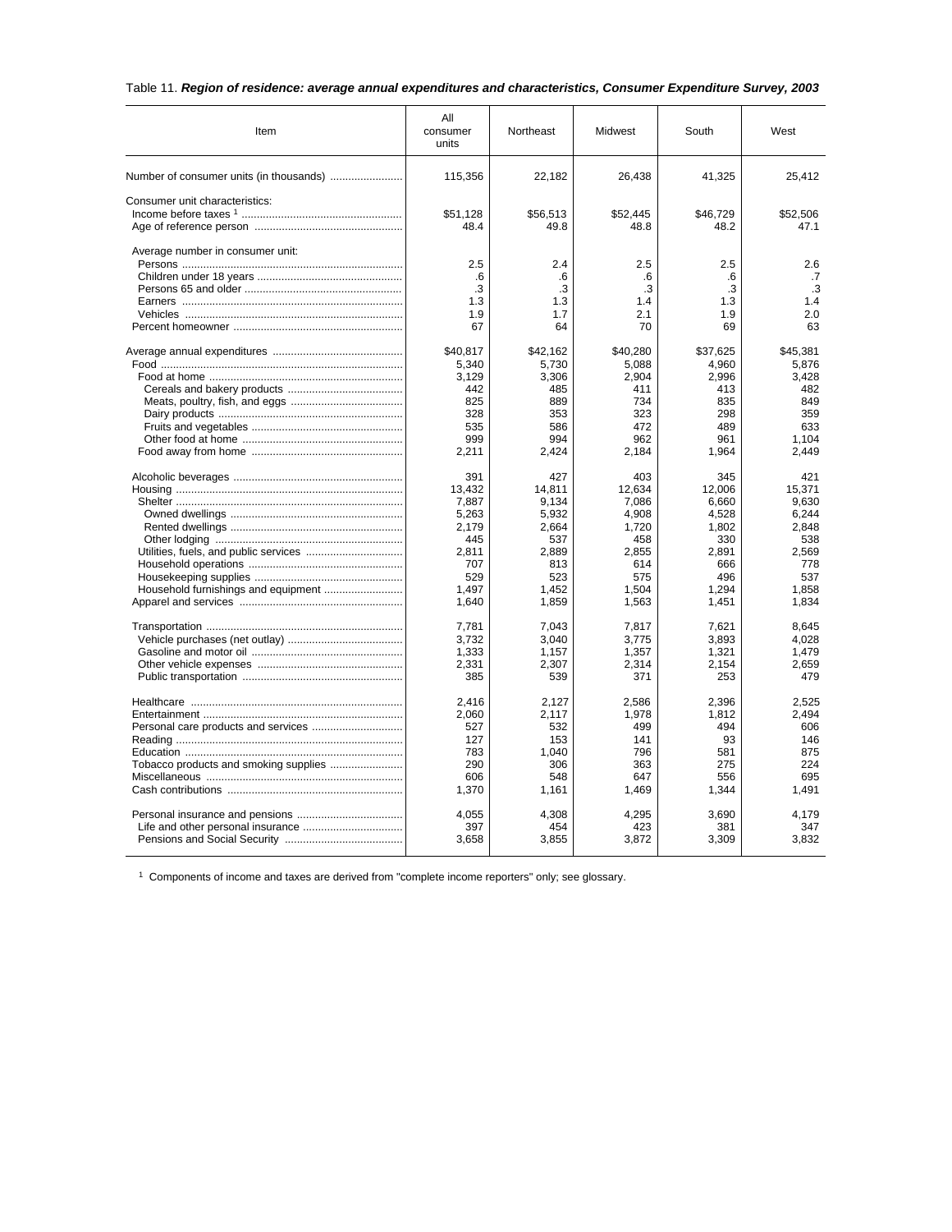Table 11. ***Region of residence: average annual expenditures and characteristics, Consumer Expenditure Survey, 2003***

| Item | All consumer units | Northeast | Midwest | South | West |
|---|---|---|---|---|---|
| Number of consumer units (in thousands) | 115,356 | 22,182 | 26,438 | 41,325 | 25,412 |
| Consumer unit characteristics: | | | | | |
| Income before taxes [1] | $51,128 | $56,513 | $52,445 | $46,729 | $52,506 |
| Age of reference person | 48.4 | 49.8 | 48.8 | 48.2 | 47.1 |
| Average number in consumer unit: | | | | | |
| Persons | 2.5 | 2.4 | 2.5 | 2.5 | 2.6 |
| Children under 18 years | .6 | .6 | .6 | .6 | .7 |
| Persons 65 and older | .3 | .3 | .3 | .3 | .3 |
| Earners | 1.3 | 1.3 | 1.4 | 1.3 | 1.4 |
| Vehicles | 1.9 | 1.7 | 2.1 | 1.9 | 2.0 |
| Percent homeowner | 67 | 64 | 70 | 69 | 63 |
| Average annual expenditures | $40,817 | $42,162 | $40,280 | $37,625 | $45,381 |
| Food | 5,340 | 5,730 | 5,088 | 4,960 | 5,876 |
| Food at home | 3,129 | 3,306 | 2,904 | 2,996 | 3,428 |
| Cereals and bakery products | 442 | 485 | 411 | 413 | 482 |
| Meats, poultry, fish, and eggs | 825 | 889 | 734 | 835 | 849 |
| Dairy products | 328 | 353 | 323 | 298 | 359 |
| Fruits and vegetables | 535 | 586 | 472 | 489 | 633 |
| Other food at home | 999 | 994 | 962 | 961 | 1,104 |
| Food away from home | 2,211 | 2,424 | 2,184 | 1,964 | 2,449 |
| Alcoholic beverages | 391 | 427 | 403 | 345 | 421 |
| Housing | 13,432 | 14,811 | 12,634 | 12,006 | 15,371 |
| Shelter | 7,887 | 9,134 | 7,086 | 6,660 | 9,630 |
| Owned dwellings | 5,263 | 5,932 | 4,908 | 4,528 | 6,244 |
| Rented dwellings | 2,179 | 2,664 | 1,720 | 1,802 | 2,848 |
| Other lodging | 445 | 537 | 458 | 330 | 538 |
| Utilities, fuels, and public services | 2,811 | 2,889 | 2,855 | 2,891 | 2,569 |
| Household operations | 707 | 813 | 614 | 666 | 778 |
| Housekeeping supplies | 529 | 523 | 575 | 496 | 537 |
| Household furnishings and equipment | 1,497 | 1,452 | 1,504 | 1,294 | 1,858 |
| Apparel and services | 1,640 | 1,859 | 1,563 | 1,451 | 1,834 |
| Transportation | 7,781 | 7,043 | 7,817 | 7,621 | 8,645 |
| Vehicle purchases (net outlay) | 3,732 | 3,040 | 3,775 | 3,893 | 4,028 |
| Gasoline and motor oil | 1,333 | 1,157 | 1,357 | 1,321 | 1,479 |
| Other vehicle expenses | 2,331 | 2,307 | 2,314 | 2,154 | 2,659 |
| Public transportation | 385 | 539 | 371 | 253 | 479 |
| Healthcare | 2,416 | 2,127 | 2,586 | 2,396 | 2,525 |
| Entertainment | 2,060 | 2,117 | 1,978 | 1,812 | 2,494 |
| Personal care products and services | 527 | 532 | 499 | 494 | 606 |
| Reading | 127 | 153 | 141 | 93 | 146 |
| Education | 783 | 1,040 | 796 | 581 | 875 |
| Tobacco products and smoking supplies | 290 | 306 | 363 | 275 | 224 |
| Miscellaneous | 606 | 548 | 647 | 556 | 695 |
| Cash contributions | 1,370 | 1,161 | 1,469 | 1,344 | 1,491 |
| Personal insurance and pensions | 4,055 | 4,308 | 4,295 | 3,690 | 4,179 |
| Life and other personal insurance | 397 | 454 | 423 | 381 | 347 |
| Pensions and Social Security | 3,658 | 3,855 | 3,872 | 3,309 | 3,832 |

[1] Components of income and taxes are derived from "complete income reporters" only; see glossary.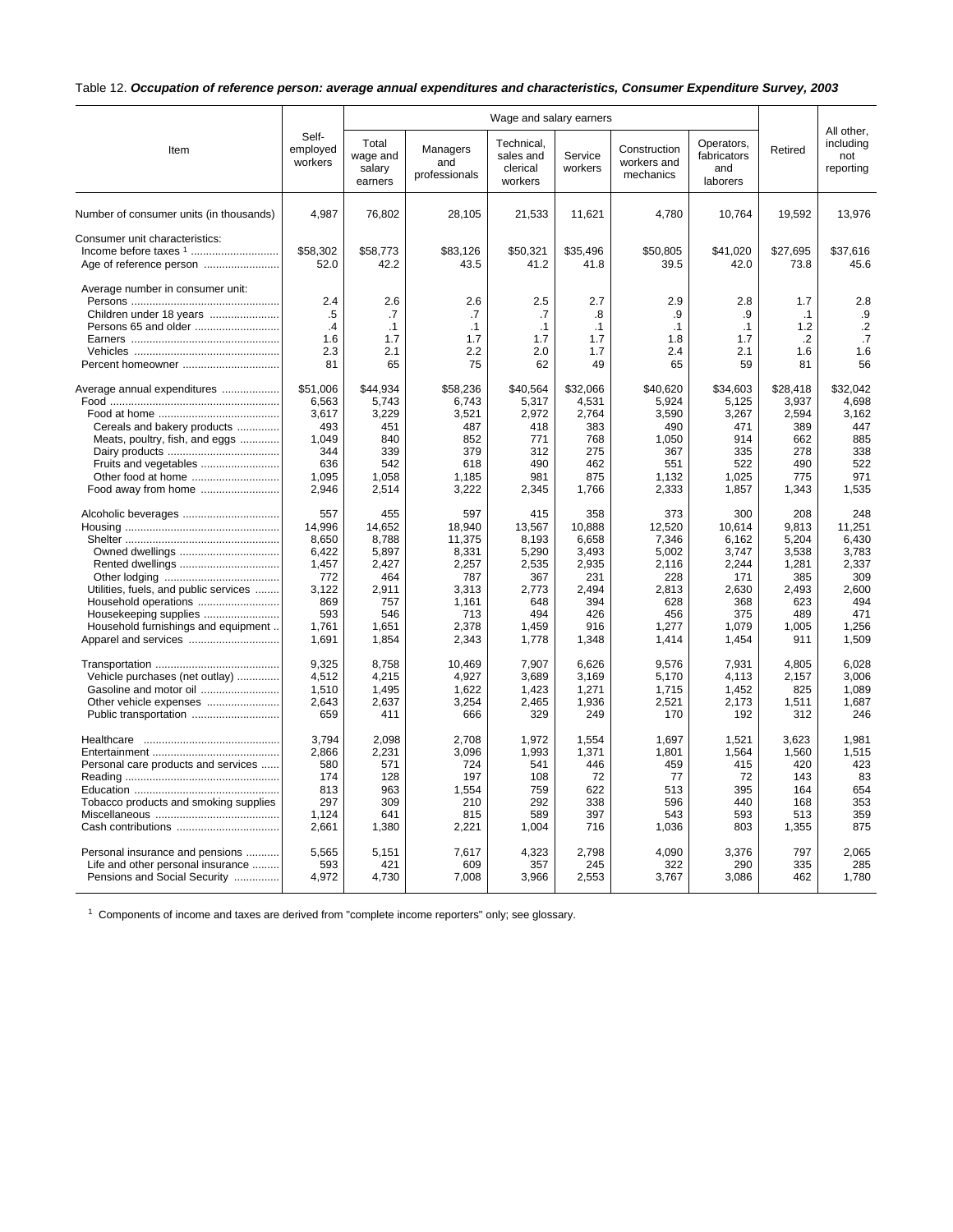Table 12. ***Occupation of reference person: average annual expenditures and characteristics, Consumer Expenditure Survey, 2003***

| Item | Self-employed workers | Wage and salary earners | | | | | | Retired | All other, including not reporting |
|---|---|---|---|---|---|---|---|---|---|
| | | Total wage and salary earners | Managers and professionals | Technical, sales and clerical workers | Service workers | Construction workers and mechanics | Operators, fabricators and laborers | | |
| Number of consumer units (in thousands) | 4,987 | 76,802 | 28,105 | 21,533 | 11,621 | 4,780 | 10,764 | 19,592 | 13,976 |
| Consumer unit characteristics: | | | | | | | | | |
| Income before taxes [1] | $58,302 | $58,773 | $83,126 | $50,321 | $35,496 | $50,805 | $41,020 | $27,695 | $37,616 |
| Age of reference person | 52.0 | 42.2 | 43.5 | 41.2 | 41.8 | 39.5 | 42.0 | 73.8 | 45.6 |
| Average number in consumer unit: | | | | | | | | | |
| Persons | 2.4 | 2.6 | 2.6 | 2.5 | 2.7 | 2.9 | 2.8 | 1.7 | 2.8 |
| Children under 18 years | .5 | .7 | .7 | .7 | .8 | .9 | .9 | .1 | .9 |
| Persons 65 and older | .4 | .1 | .1 | .1 | .1 | .1 | .1 | 1.2 | .2 |
| Earners | 1.6 | 1.7 | 1.7 | 1.7 | 1.7 | 1.8 | 1.7 | .2 | .7 |
| Vehicles | 2.3 | 2.1 | 2.2 | 2.0 | 1.7 | 2.4 | 2.1 | 1.6 | 1.6 |
| Percent homeowner | 81 | 65 | 75 | 62 | 49 | 65 | 59 | 81 | 56 |
| Average annual expenditures | $51,006 | $44,934 | $58,236 | $40,564 | $32,066 | $40,620 | $34,603 | $28,418 | $32,042 |
| Food | 6,563 | 5,743 | 6,743 | 5,317 | 4,531 | 5,924 | 5,125 | 3,937 | 4,698 |
| Food at home | 3,617 | 3,229 | 3,521 | 2,972 | 2,764 | 3,590 | 3,267 | 2,594 | 3,162 |
| Cereals and bakery products | 493 | 451 | 487 | 418 | 383 | 490 | 471 | 389 | 447 |
| Meats, poultry, fish, and eggs | 1,049 | 840 | 852 | 771 | 768 | 1,050 | 914 | 662 | 885 |
| Dairy products | 344 | 339 | 379 | 312 | 275 | 367 | 335 | 278 | 338 |
| Fruits and vegetables | 636 | 542 | 618 | 490 | 462 | 551 | 522 | 490 | 522 |
| Other food at home | 1,095 | 1,058 | 1,185 | 981 | 875 | 1,132 | 1,025 | 775 | 971 |
| Food away from home | 2,946 | 2,514 | 3,222 | 2,345 | 1,766 | 2,333 | 1,857 | 1,343 | 1,535 |
| Alcoholic beverages | 557 | 455 | 597 | 415 | 358 | 373 | 300 | 208 | 248 |
| Housing | 14,996 | 14,652 | 18,940 | 13,567 | 10,888 | 12,520 | 10,614 | 9,813 | 11,251 |
| Shelter | 8,650 | 8,788 | 11,375 | 8,193 | 6,658 | 7,346 | 6,162 | 5,204 | 6,430 |
| Owned dwellings | 6,422 | 5,897 | 8,331 | 5,290 | 3,493 | 5,002 | 3,747 | 3,538 | 3,783 |
| Rented dwellings | 1,457 | 2,427 | 2,257 | 2,535 | 2,935 | 2,116 | 2,244 | 1,281 | 2,337 |
| Other lodging | 772 | 464 | 787 | 367 | 231 | 228 | 171 | 385 | 309 |
| Utilities, fuels, and public services | 3,122 | 2,911 | 3,313 | 2,773 | 2,494 | 2,813 | 2,630 | 2,493 | 2,600 |
| Household operations | 869 | 757 | 1,161 | 648 | 394 | 628 | 368 | 623 | 494 |
| Housekeeping supplies | 593 | 546 | 713 | 494 | 426 | 456 | 375 | 489 | 471 |
| Household furnishings and equipment | 1,761 | 1,651 | 2,378 | 1,459 | 916 | 1,277 | 1,079 | 1,005 | 1,256 |
| Apparel and services | 1,691 | 1,854 | 2,343 | 1,778 | 1,348 | 1,414 | 1,454 | 911 | 1,509 |
| Transportation | 9,325 | 8,758 | 10,469 | 7,907 | 6,626 | 9,576 | 7,931 | 4,805 | 6,028 |
| Vehicle purchases (net outlay) | 4,512 | 4,215 | 4,927 | 3,689 | 3,169 | 5,170 | 4,113 | 2,157 | 3,006 |
| Gasoline and motor oil | 1,510 | 1,495 | 1,622 | 1,423 | 1,271 | 1,715 | 1,452 | 825 | 1,089 |
| Other vehicle expenses | 2,643 | 2,637 | 3,254 | 2,465 | 1,936 | 2,521 | 2,173 | 1,511 | 1,687 |
| Public transportation | 659 | 411 | 666 | 329 | 249 | 170 | 192 | 312 | 246 |
| Healthcare | 3,794 | 2,098 | 2,708 | 1,972 | 1,554 | 1,697 | 1,521 | 3,623 | 1,981 |
| Entertainment | 2,866 | 2,231 | 3,096 | 1,993 | 1,371 | 1,801 | 1,564 | 1,560 | 1,515 |
| Personal care products and services | 580 | 571 | 724 | 541 | 446 | 459 | 415 | 420 | 423 |
| Reading | 174 | 128 | 197 | 108 | 72 | 77 | 72 | 143 | 83 |
| Education | 813 | 963 | 1,554 | 759 | 622 | 513 | 395 | 164 | 654 |
| Tobacco products and smoking supplies | 297 | 309 | 210 | 292 | 338 | 596 | 440 | 168 | 353 |
| Miscellaneous | 1,124 | 641 | 815 | 589 | 397 | 543 | 593 | 513 | 359 |
| Cash contributions | 2,661 | 1,380 | 2,221 | 1,004 | 716 | 1,036 | 803 | 1,355 | 875 |
| Personal insurance and pensions | 5,565 | 5,151 | 7,617 | 4,323 | 2,798 | 4,090 | 3,376 | 797 | 2,065 |
| Life and other personal insurance | 593 | 421 | 609 | 357 | 245 | 322 | 290 | 335 | 285 |
| Pensions and Social Security | 4,972 | 4,730 | 7,008 | 3,966 | 2,553 | 3,767 | 3,086 | 462 | 1,780 |

[1] Components of income and taxes are derived from "complete income reporters" only; see glossary.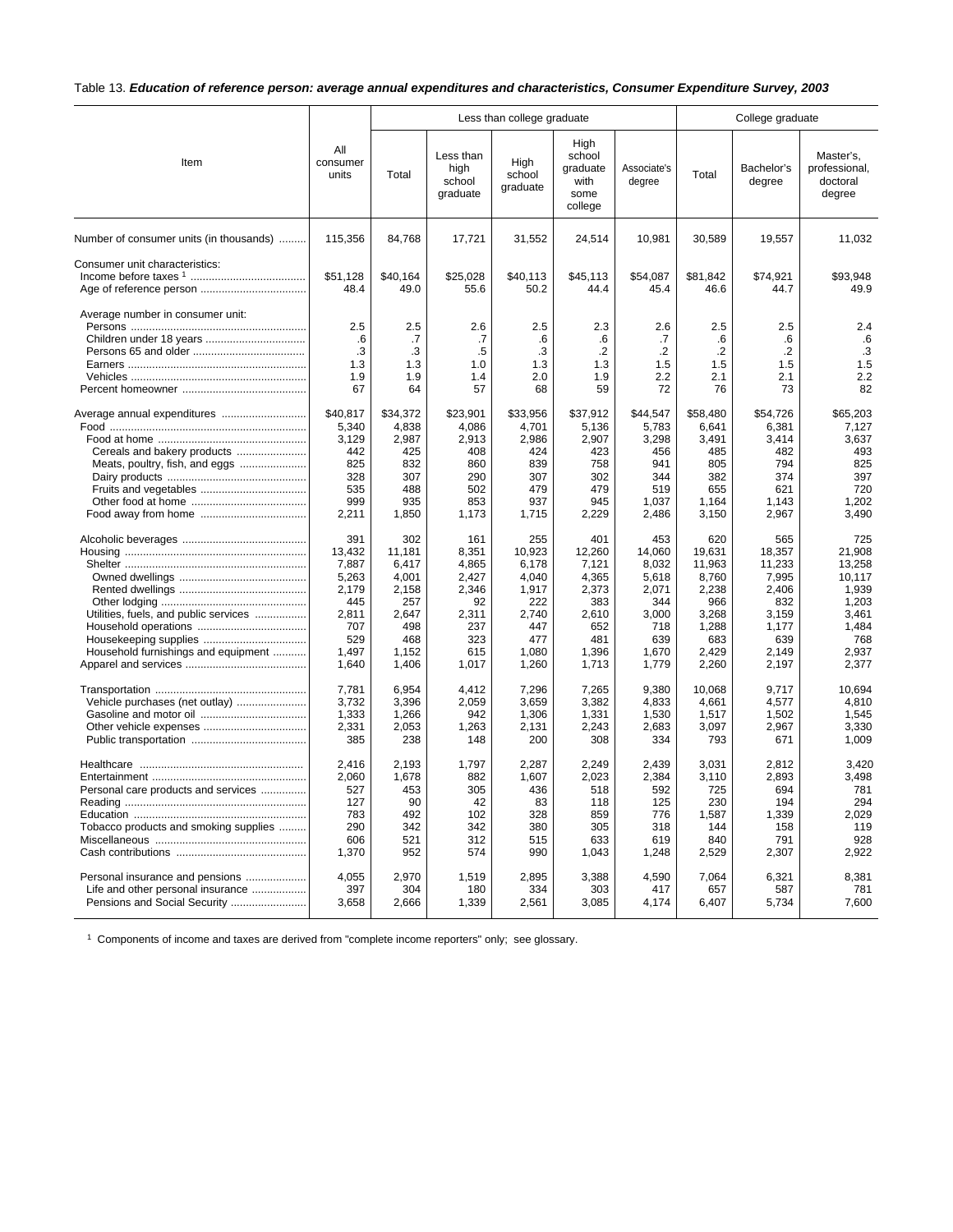Table 13. ***Education of reference person: average annual expenditures and characteristics, Consumer Expenditure Survey, 2003***

| Item | All consumer units | Less than college graduate | | | | | College graduate | | |
|---|---|---|---|---|---|---|---|---|---|
| | | Total | Less than high school graduate | High school graduate | High school graduate with some college | Associate's degree | Total | Bachelor's degree | Master's, professional, doctoral degree |
| Number of consumer units (in thousands) | 115,356 | 84,768 | 17,721 | 31,552 | 24,514 | 10,981 | 30,589 | 19,557 | 11,032 |
| Consumer unit characteristics: | | | | | | | | | |
| Income before taxes [1] | $51,128 | $40,164 | $25,028 | $40,113 | $45,113 | $54,087 | $81,842 | $74,921 | $93,948 |
| Age of reference person | 48.4 | 49.0 | 55.6 | 50.2 | 44.4 | 45.4 | 46.6 | 44.7 | 49.9 |
| Average number in consumer unit: | | | | | | | | | |
| Persons | 2.5 | 2.5 | 2.6 | 2.5 | 2.3 | 2.6 | 2.5 | 2.5 | 2.4 |
| Children under 18 years | .6 | .7 | .7 | .6 | .6 | .7 | .6 | .6 | .6 |
| Persons 65 and older | .3 | .3 | .5 | .3 | .2 | .2 | .2 | .2 | .3 |
| Earners | 1.3 | 1.3 | 1.0 | 1.3 | 1.3 | 1.5 | 1.5 | 1.5 | 1.5 |
| Vehicles | 1.9 | 1.9 | 1.4 | 2.0 | 1.9 | 2.2 | 2.1 | 2.1 | 2.2 |
| Percent homeowner | 67 | 64 | 57 | 68 | 59 | 72 | 76 | 73 | 82 |
| Average annual expenditures | $40,817 | $34,372 | $23,901 | $33,956 | $37,912 | $44,547 | $58,480 | $54,726 | $65,203 |
| Food | 5,340 | 4,838 | 4,086 | 4,701 | 5,136 | 5,783 | 6,641 | 6,381 | 7,127 |
| Food at home | 3,129 | 2,987 | 2,913 | 2,986 | 2,907 | 3,298 | 3,491 | 3,414 | 3,637 |
| Cereals and bakery products | 442 | 425 | 408 | 424 | 423 | 456 | 485 | 482 | 493 |
| Meats, poultry, fish, and eggs | 825 | 832 | 860 | 839 | 758 | 941 | 805 | 794 | 825 |
| Dairy products | 328 | 307 | 290 | 307 | 302 | 344 | 382 | 374 | 397 |
| Fruits and vegetables | 535 | 488 | 502 | 479 | 479 | 519 | 655 | 621 | 720 |
| Other food at home | 999 | 935 | 853 | 937 | 945 | 1,037 | 1,164 | 1,143 | 1,202 |
| Food away from home | 2,211 | 1,850 | 1,173 | 1,715 | 2,229 | 2,486 | 3,150 | 2,967 | 3,490 |
| Alcoholic beverages | 391 | 302 | 161 | 255 | 401 | 453 | 620 | 565 | 725 |
| Housing | 13,432 | 11,181 | 8,351 | 10,923 | 12,260 | 14,060 | 19,631 | 18,357 | 21,908 |
| Shelter | 7,887 | 6,417 | 4,865 | 6,178 | 7,121 | 8,032 | 11,963 | 11,233 | 13,258 |
| Owned dwellings | 5,263 | 4,001 | 2,427 | 4,040 | 4,365 | 5,618 | 8,760 | 7,995 | 10,117 |
| Rented dwellings | 2,179 | 2,158 | 2,346 | 1,917 | 2,373 | 2,071 | 2,238 | 2,406 | 1,939 |
| Other lodging | 445 | 257 | 92 | 222 | 383 | 344 | 966 | 832 | 1,203 |
| Utilities, fuels, and public services | 2,811 | 2,647 | 2,311 | 2,740 | 2,610 | 3,000 | 3,268 | 3,159 | 3,461 |
| Household operations | 707 | 498 | 237 | 447 | 652 | 718 | 1,288 | 1,177 | 1,484 |
| Housekeeping supplies | 529 | 468 | 323 | 477 | 481 | 639 | 683 | 639 | 768 |
| Household furnishings and equipment | 1,497 | 1,152 | 615 | 1,080 | 1,396 | 1,670 | 2,429 | 2,149 | 2,937 |
| Apparel and services | 1,640 | 1,406 | 1,017 | 1,260 | 1,713 | 1,779 | 2,260 | 2,197 | 2,377 |
| Transportation | 7,781 | 6,954 | 4,412 | 7,296 | 7,265 | 9,380 | 10,068 | 9,717 | 10,694 |
| Vehicle purchases (net outlay) | 3,732 | 3,396 | 2,059 | 3,659 | 3,382 | 4,833 | 4,661 | 4,577 | 4,810 |
| Gasoline and motor oil | 1,333 | 1,266 | 942 | 1,306 | 1,331 | 1,530 | 1,517 | 1,502 | 1,545 |
| Other vehicle expenses | 2,331 | 2,053 | 1,263 | 2,131 | 2,243 | 2,683 | 3,097 | 2,967 | 3,330 |
| Public transportation | 385 | 238 | 148 | 200 | 308 | 334 | 793 | 671 | 1,009 |
| Healthcare | 2,416 | 2,193 | 1,797 | 2,287 | 2,249 | 2,439 | 3,031 | 2,812 | 3,420 |
| Entertainment | 2,060 | 1,678 | 882 | 1,607 | 2,023 | 2,384 | 3,110 | 2,893 | 3,498 |
| Personal care products and services | 527 | 453 | 305 | 436 | 518 | 592 | 725 | 694 | 781 |
| Reading | 127 | 90 | 42 | 83 | 118 | 125 | 230 | 194 | 294 |
| Education | 783 | 492 | 102 | 328 | 859 | 776 | 1,587 | 1,339 | 2,029 |
| Tobacco products and smoking supplies | 290 | 342 | 342 | 380 | 305 | 318 | 144 | 158 | 119 |
| Miscellaneous | 606 | 521 | 312 | 515 | 633 | 619 | 840 | 791 | 928 |
| Cash contributions | 1,370 | 952 | 574 | 990 | 1,043 | 1,248 | 2,529 | 2,307 | 2,922 |
| Personal insurance and pensions | 4,055 | 2,970 | 1,519 | 2,895 | 3,388 | 4,590 | 7,064 | 6,321 | 8,381 |
| Life and other personal insurance | 397 | 304 | 180 | 334 | 303 | 417 | 657 | 587 | 781 |
| Pensions and Social Security | 3,658 | 2,666 | 1,339 | 2,561 | 3,085 | 4,174 | 6,407 | 5,734 | 7,600 |

[1] Components of income and taxes are derived from "complete income reporters" only; see glossary.